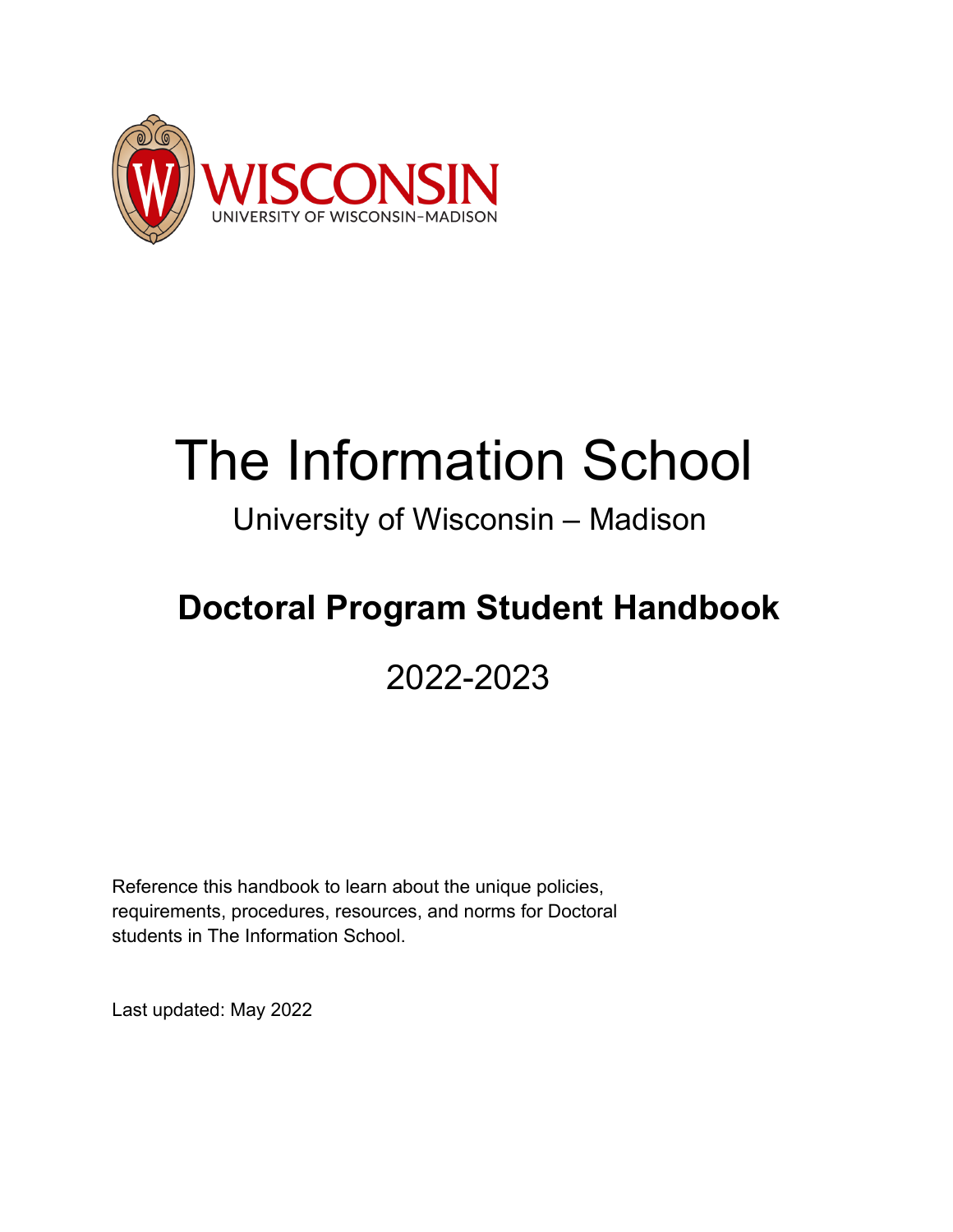# The Information School

University of Wisconsin – Madison

## Doctoral Program Student Handbook

2022-2023

Reference this handbook to learn about the unique policies, requirements, procedures, resources, and norms for Doctoral students in The Information School.

Last updated: May 2022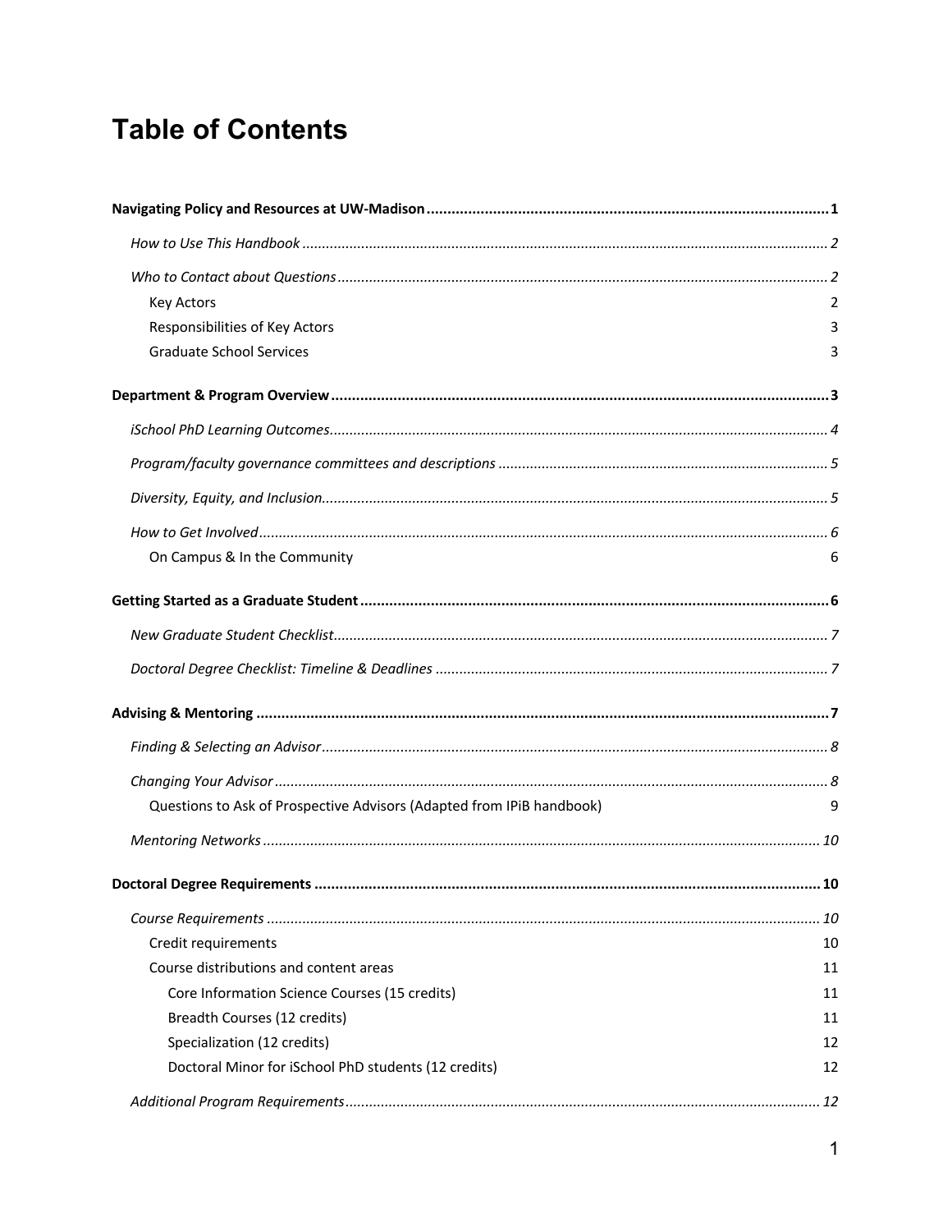# Table of Contents

**Navigating Policy and Resources at UW-Madison** .......... **1**

*How to Use This Handbook* .......... *2*

*Who to Contact about Questions* .......... *2*

Key Actors 2

Responsibilities of Key Actors 3

Graduate School Services 3

**Department & Program Overview** .......... **3**

*iSchool PhD Learning Outcomes* .......... *4*

*Program/faculty governance committees and descriptions* .......... *5*

*Diversity, Equity, and Inclusion* .......... *5*

*How to Get Involved* .......... *6*

On Campus & In the Community 6

**Getting Started as a Graduate Student** .......... **6**

*New Graduate Student Checklist* .......... *7*

*Doctoral Degree Checklist: Timeline & Deadlines* .......... *7*

**Advising & Mentoring** .......... **7**

*Finding & Selecting an Advisor* .......... *8*

*Changing Your Advisor* .......... *8*

Questions to Ask of Prospective Advisors (Adapted from IPiB handbook) 9

*Mentoring Networks* .......... *10*

**Doctoral Degree Requirements** .......... **10**

*Course Requirements* .......... *10*

Credit requirements 10

Course distributions and content areas 11

Core Information Science Courses (15 credits) 11

Breadth Courses (12 credits) 11

Specialization (12 credits) 12

Doctoral Minor for iSchool PhD students (12 credits) 12

*Additional Program Requirements* .......... *12*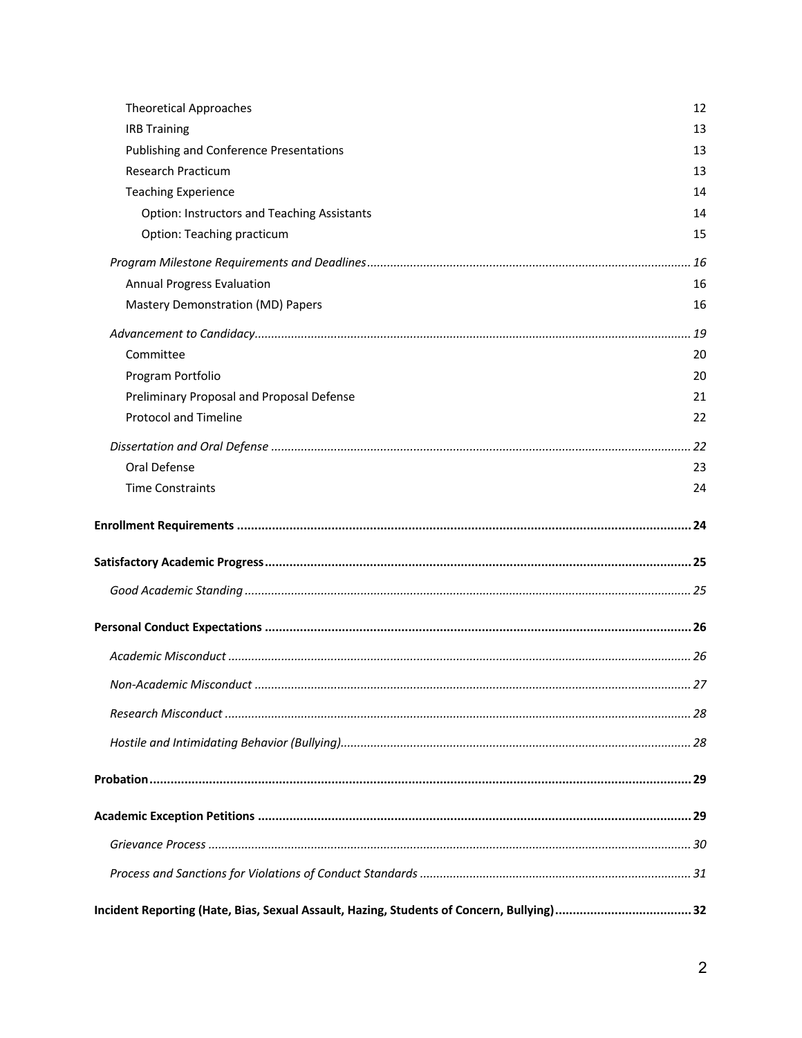- Theoretical Approaches 12
- IRB Training 13
- Publishing and Conference Presentations 13
- Research Practicum 13
- Teaching Experience 14
  - Option: Instructors and Teaching Assistants 14
  - Option: Teaching practicum 15

*Program Milestone Requirements and Deadlines* ..... *16*

- Annual Progress Evaluation 16
- Mastery Demonstration (MD) Papers 16

*Advancement to Candidacy* ..... *19*

- Committee 20
- Program Portfolio 20
- Preliminary Proposal and Proposal Defense 21
- Protocol and Timeline 22

*Dissertation and Oral Defense* ..... *22*

- Oral Defense 23
- Time Constraints 24

**Enrollment Requirements ..... 24**

**Satisfactory Academic Progress ..... 25**

*Good Academic Standing* ..... *25*

**Personal Conduct Expectations ..... 26**

*Academic Misconduct* ..... *26*

*Non-Academic Misconduct* ..... *27*

*Research Misconduct* ..... *28*

*Hostile and Intimidating Behavior (Bullying)* ..... *28*

**Probation ..... 29**

**Academic Exception Petitions ..... 29**

*Grievance Process* ..... *30*

*Process and Sanctions for Violations of Conduct Standards* ..... *31*

**Incident Reporting (Hate, Bias, Sexual Assault, Hazing, Students of Concern, Bullying) ..... 32**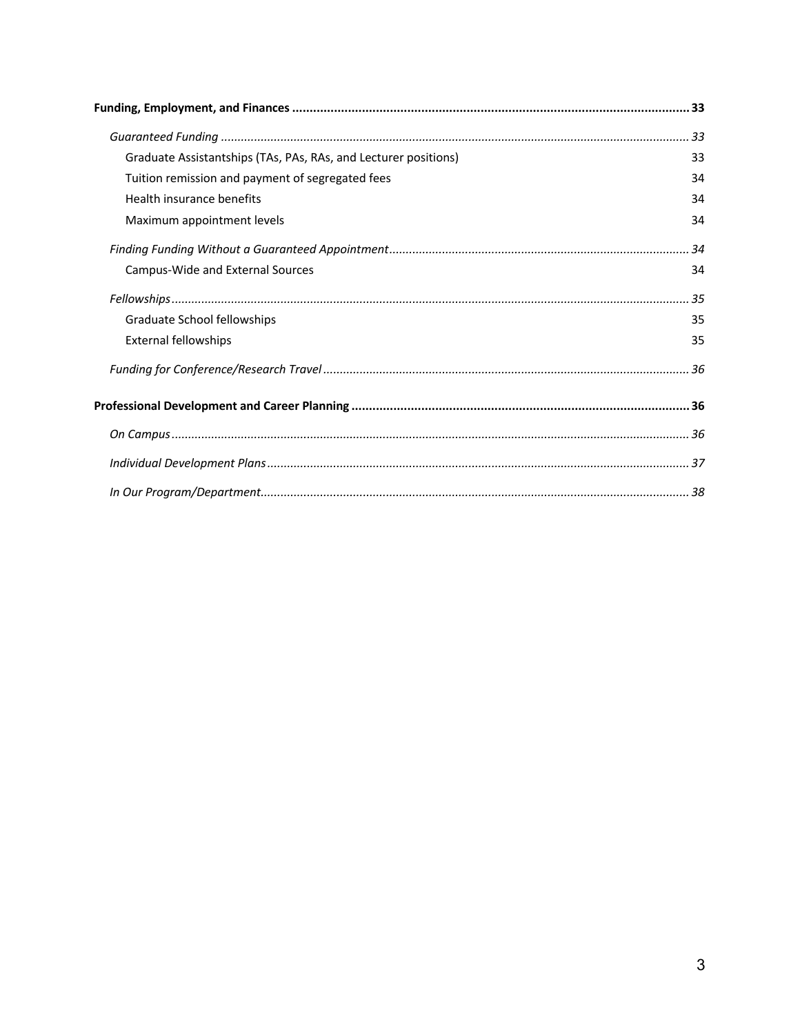**Funding, Employment, and Finances** ........................................................................................................ **33**

*Guaranteed Funding* ........................................................................................................ *33*

Graduate Assistantships (TAs, PAs, RAs, and Lecturer positions) 33

Tuition remission and payment of segregated fees 34

Health insurance benefits 34

Maximum appointment levels 34

*Finding Funding Without a Guaranteed Appointment* ........................................................................................................ *34*

Campus-Wide and External Sources 34

*Fellowships* ........................................................................................................ *35*

Graduate School fellowships 35

External fellowships 35

*Funding for Conference/Research Travel* ........................................................................................................ *36*

**Professional Development and Career Planning** ........................................................................................................ **36**

*On Campus* ........................................................................................................ *36*

*Individual Development Plans* ........................................................................................................ *37*

*In Our Program/Department* ........................................................................................................ *38*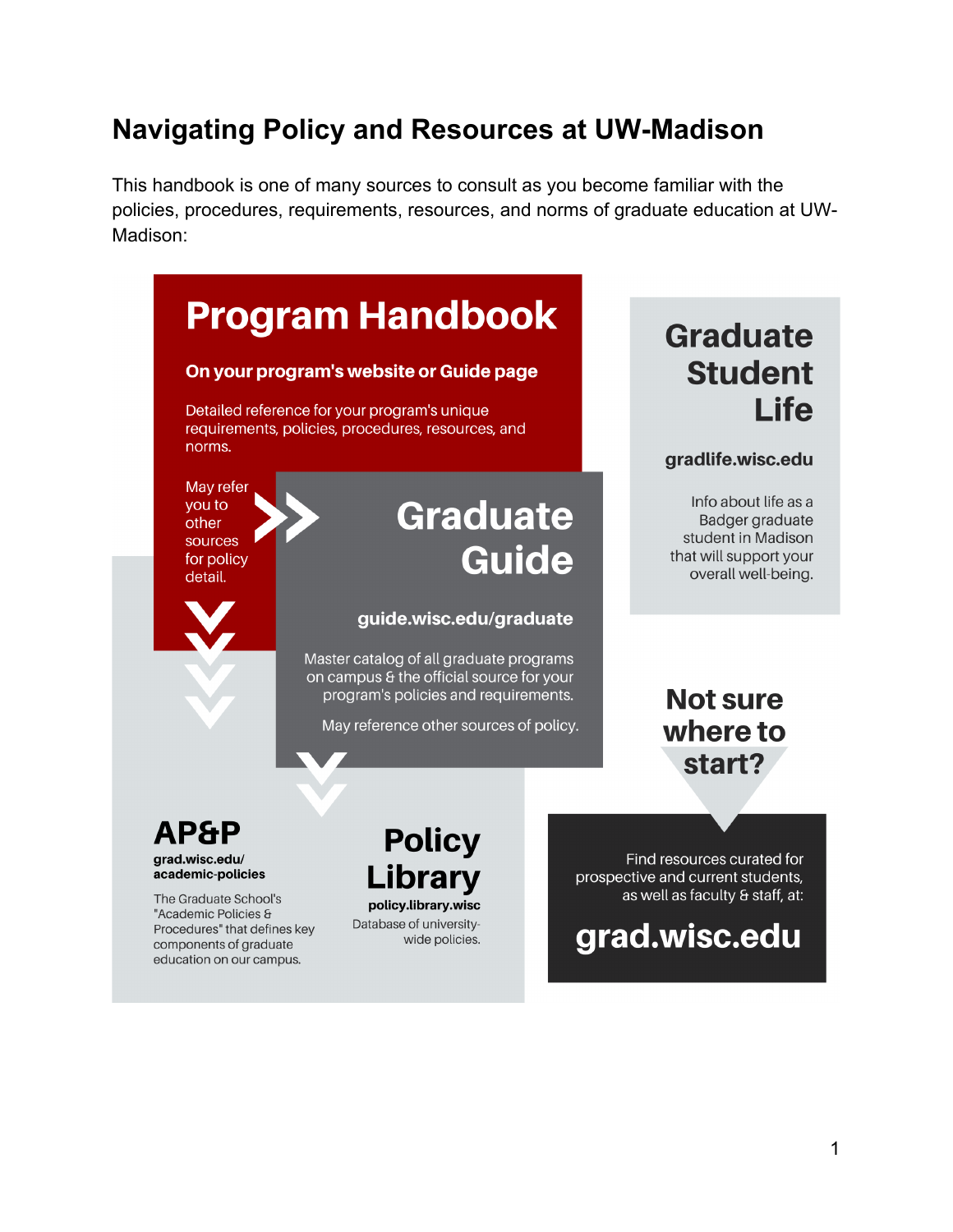# Navigating Policy and Resources at UW-Madison

This handbook is one of many sources to consult as you become familiar with the policies, procedures, requirements, resources, and norms of graduate education at UW-Madison:

## Program Handbook

**On your program's website or Guide page**

Detailed reference for your program's unique requirements, policies, procedures, resources, and norms.

May refer you to other sources for policy detail.

## Graduate Guide

**guide.wisc.edu/graduate**

Master catalog of all graduate programs on campus & the official source for your program's policies and requirements.

May reference other sources of policy.

## AP&P

**grad.wisc.edu/academic-policies**

The Graduate School's "Academic Policies & Procedures" that defines key components of graduate education on our campus.

## Policy Library

**policy.library.wisc**

Database of university-wide policies.

## Graduate Student Life

**gradlife.wisc.edu**

Info about life as a Badger graduate student in Madison that will support your overall well-being.

## Not sure where to start?

Find resources curated for prospective and current students, as well as faculty & staff, at:

**grad.wisc.edu**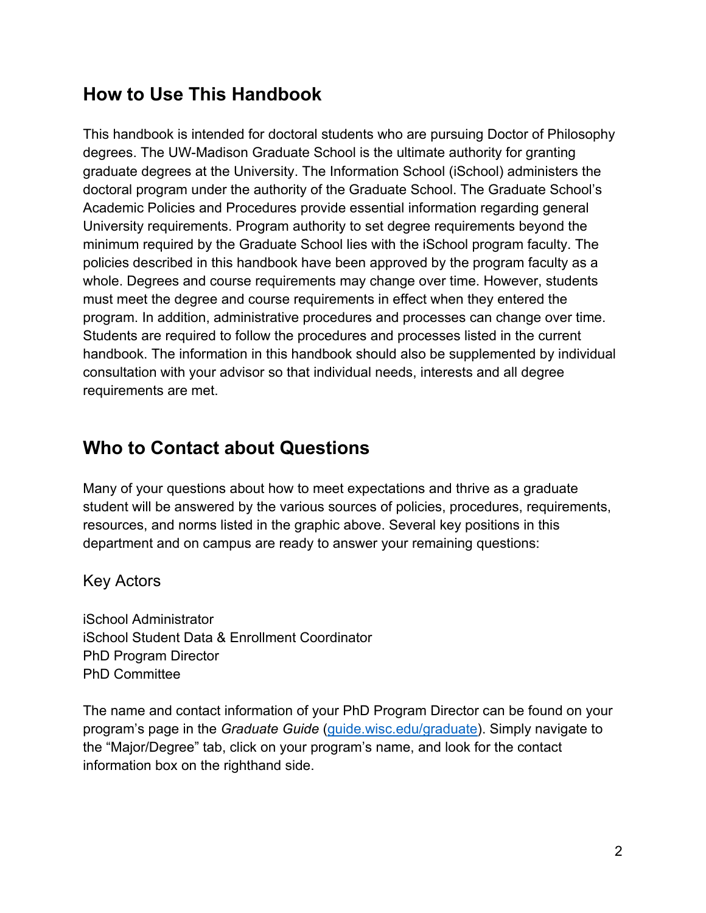## How to Use This Handbook

This handbook is intended for doctoral students who are pursuing Doctor of Philosophy degrees. The UW-Madison Graduate School is the ultimate authority for granting graduate degrees at the University. The Information School (iSchool) administers the doctoral program under the authority of the Graduate School. The Graduate School's Academic Policies and Procedures provide essential information regarding general University requirements. Program authority to set degree requirements beyond the minimum required by the Graduate School lies with the iSchool program faculty. The policies described in this handbook have been approved by the program faculty as a whole. Degrees and course requirements may change over time. However, students must meet the degree and course requirements in effect when they entered the program. In addition, administrative procedures and processes can change over time. Students are required to follow the procedures and processes listed in the current handbook. The information in this handbook should also be supplemented by individual consultation with your advisor so that individual needs, interests and all degree requirements are met.

## Who to Contact about Questions

Many of your questions about how to meet expectations and thrive as a graduate student will be answered by the various sources of policies, procedures, requirements, resources, and norms listed in the graphic above. Several key positions in this department and on campus are ready to answer your remaining questions:

### Key Actors

iSchool Administrator
iSchool Student Data & Enrollment Coordinator
PhD Program Director
PhD Committee

The name and contact information of your PhD Program Director can be found on your program's page in the *Graduate Guide* ([guide.wisc.edu/graduate](guide.wisc.edu/graduate)). Simply navigate to the "Major/Degree" tab, click on your program's name, and look for the contact information box on the righthand side.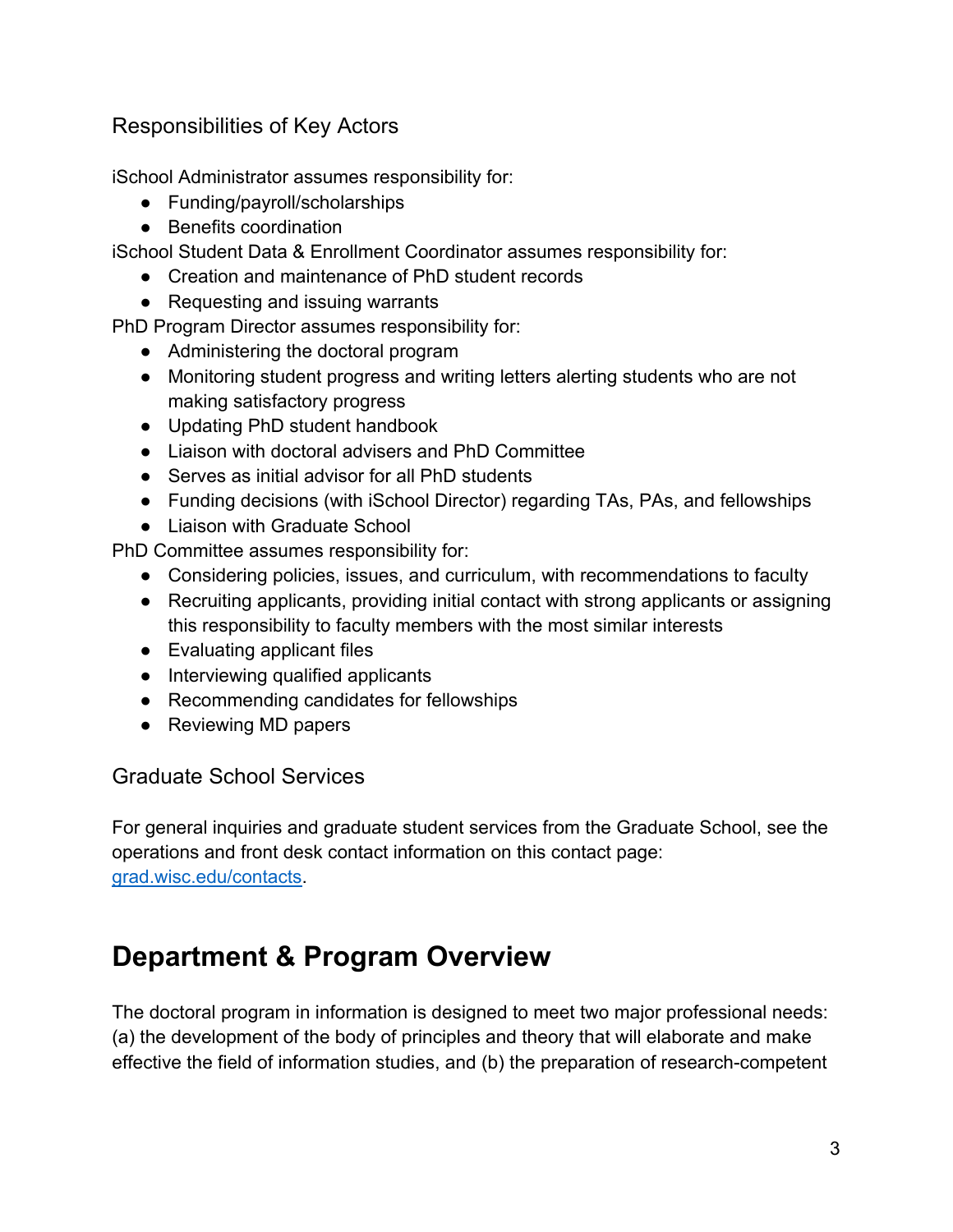## Responsibilities of Key Actors

iSchool Administrator assumes responsibility for:

- Funding/payroll/scholarships
- Benefits coordination

iSchool Student Data & Enrollment Coordinator assumes responsibility for:

- Creation and maintenance of PhD student records
- Requesting and issuing warrants

PhD Program Director assumes responsibility for:

- Administering the doctoral program
- Monitoring student progress and writing letters alerting students who are not making satisfactory progress
- Updating PhD student handbook
- Liaison with doctoral advisers and PhD Committee
- Serves as initial advisor for all PhD students
- Funding decisions (with iSchool Director) regarding TAs, PAs, and fellowships
- Liaison with Graduate School

PhD Committee assumes responsibility for:

- Considering policies, issues, and curriculum, with recommendations to faculty
- Recruiting applicants, providing initial contact with strong applicants or assigning this responsibility to faculty members with the most similar interests
- Evaluating applicant files
- Interviewing qualified applicants
- Recommending candidates for fellowships
- Reviewing MD papers

## Graduate School Services

For general inquiries and graduate student services from the Graduate School, see the operations and front desk contact information on this contact page: [grad.wisc.edu/contacts](https://grad.wisc.edu/contacts).

# Department & Program Overview

The doctoral program in information is designed to meet two major professional needs: (a) the development of the body of principles and theory that will elaborate and make effective the field of information studies, and (b) the preparation of research-competent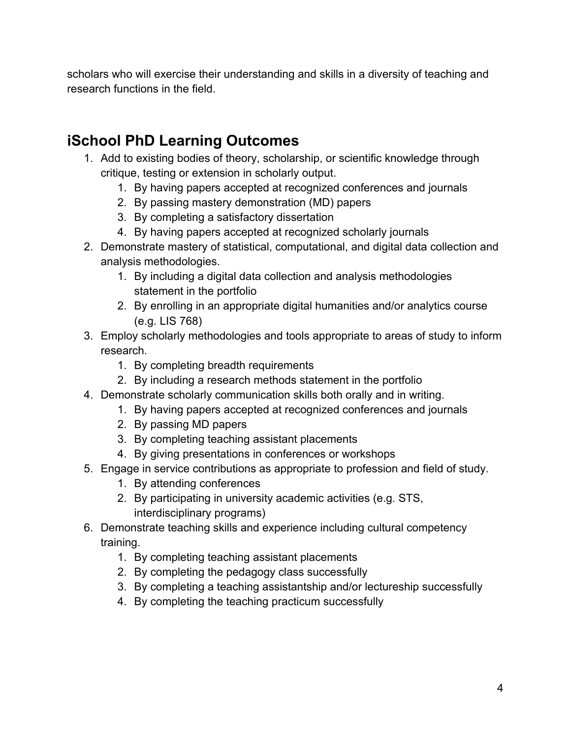scholars who will exercise their understanding and skills in a diversity of teaching and research functions in the field.

## iSchool PhD Learning Outcomes

1. Add to existing bodies of theory, scholarship, or scientific knowledge through critique, testing or extension in scholarly output.
    1. By having papers accepted at recognized conferences and journals
    2. By passing mastery demonstration (MD) papers
    3. By completing a satisfactory dissertation
    4. By having papers accepted at recognized scholarly journals
2. Demonstrate mastery of statistical, computational, and digital data collection and analysis methodologies.
    1. By including a digital data collection and analysis methodologies statement in the portfolio
    2. By enrolling in an appropriate digital humanities and/or analytics course (e.g. LIS 768)
3. Employ scholarly methodologies and tools appropriate to areas of study to inform research.
    1. By completing breadth requirements
    2. By including a research methods statement in the portfolio
4. Demonstrate scholarly communication skills both orally and in writing.
    1. By having papers accepted at recognized conferences and journals
    2. By passing MD papers
    3. By completing teaching assistant placements
    4. By giving presentations in conferences or workshops
5. Engage in service contributions as appropriate to profession and field of study.
    1. By attending conferences
    2. By participating in university academic activities (e.g. STS, interdisciplinary programs)
6. Demonstrate teaching skills and experience including cultural competency training.
    1. By completing teaching assistant placements
    2. By completing the pedagogy class successfully
    3. By completing a teaching assistantship and/or lectureship successfully
    4. By completing the teaching practicum successfully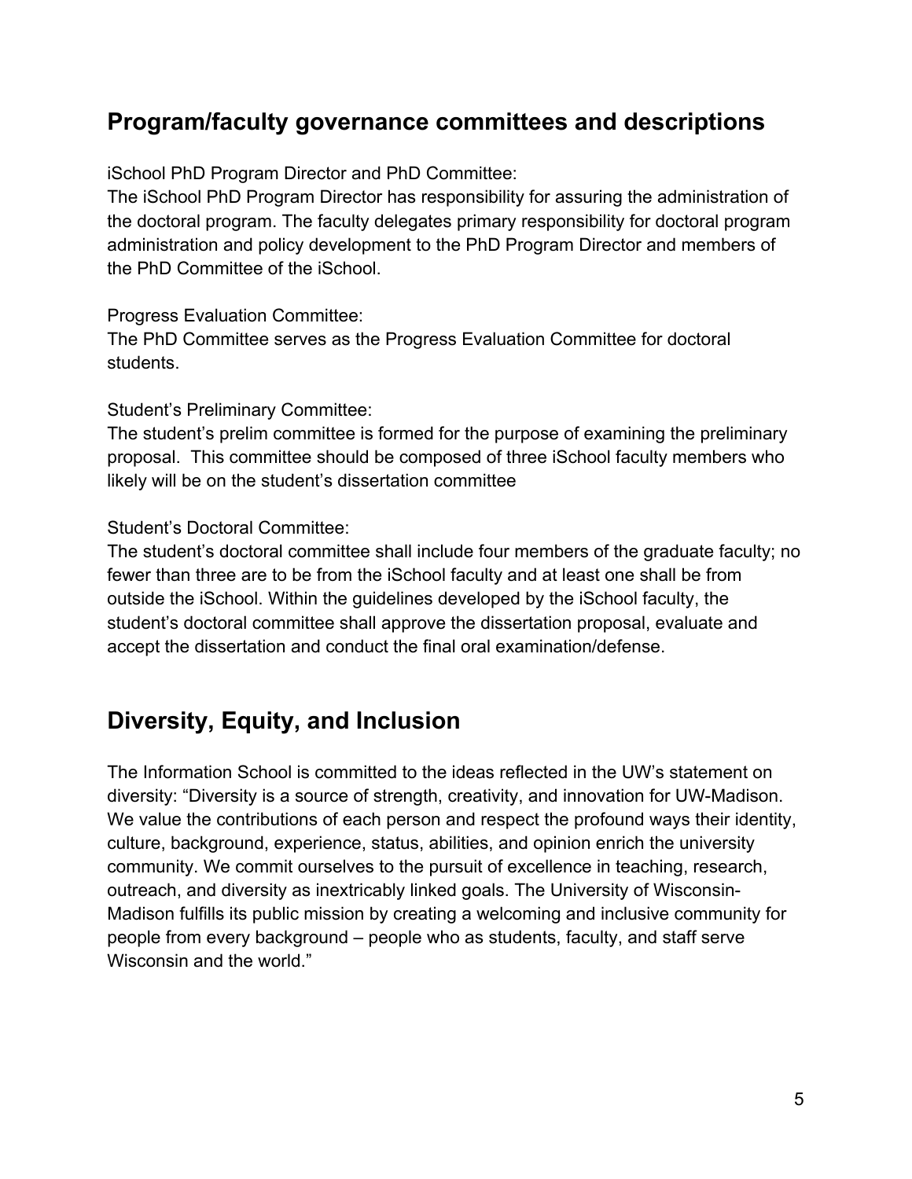## Program/faculty governance committees and descriptions

iSchool PhD Program Director and PhD Committee:
The iSchool PhD Program Director has responsibility for assuring the administration of the doctoral program. The faculty delegates primary responsibility for doctoral program administration and policy development to the PhD Program Director and members of the PhD Committee of the iSchool.

Progress Evaluation Committee:
The PhD Committee serves as the Progress Evaluation Committee for doctoral students.

Student's Preliminary Committee:
The student's prelim committee is formed for the purpose of examining the preliminary proposal. This committee should be composed of three iSchool faculty members who likely will be on the student's dissertation committee

Student's Doctoral Committee:
The student's doctoral committee shall include four members of the graduate faculty; no fewer than three are to be from the iSchool faculty and at least one shall be from outside the iSchool. Within the guidelines developed by the iSchool faculty, the student's doctoral committee shall approve the dissertation proposal, evaluate and accept the dissertation and conduct the final oral examination/defense.

## Diversity, Equity, and Inclusion

The Information School is committed to the ideas reflected in the UW's statement on diversity: "Diversity is a source of strength, creativity, and innovation for UW-Madison. We value the contributions of each person and respect the profound ways their identity, culture, background, experience, status, abilities, and opinion enrich the university community. We commit ourselves to the pursuit of excellence in teaching, research, outreach, and diversity as inextricably linked goals. The University of Wisconsin-Madison fulfills its public mission by creating a welcoming and inclusive community for people from every background – people who as students, faculty, and staff serve Wisconsin and the world."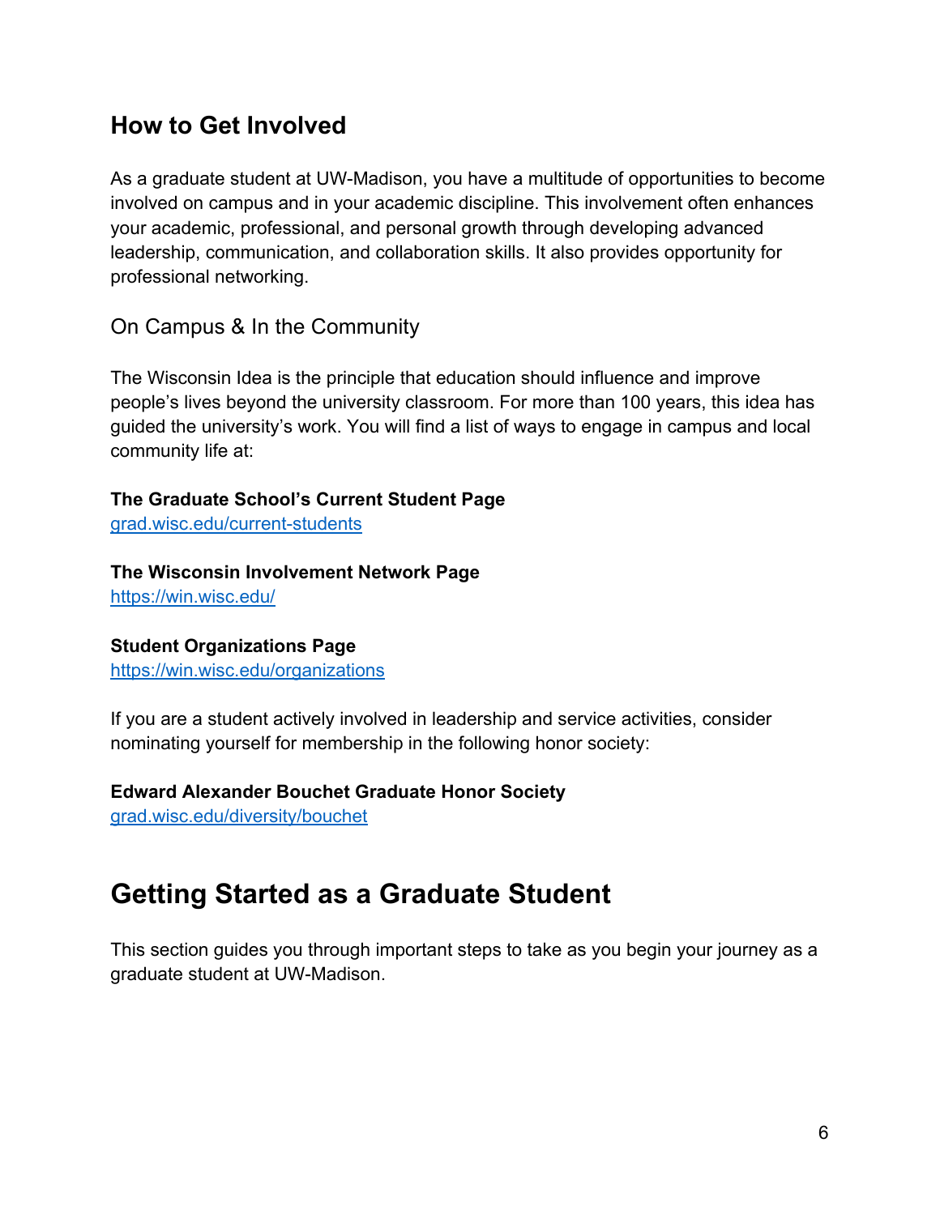## How to Get Involved

As a graduate student at UW-Madison, you have a multitude of opportunities to become involved on campus and in your academic discipline. This involvement often enhances your academic, professional, and personal growth through developing advanced leadership, communication, and collaboration skills. It also provides opportunity for professional networking.

### On Campus & In the Community

The Wisconsin Idea is the principle that education should influence and improve people's lives beyond the university classroom. For more than 100 years, this idea has guided the university's work. You will find a list of ways to engage in campus and local community life at:

**The Graduate School's Current Student Page**
[grad.wisc.edu/current-students](grad.wisc.edu/current-students)

**The Wisconsin Involvement Network Page**
[https://win.wisc.edu/](https://win.wisc.edu/)

**Student Organizations Page**
[https://win.wisc.edu/organizations](https://win.wisc.edu/organizations)

If you are a student actively involved in leadership and service activities, consider nominating yourself for membership in the following honor society:

**Edward Alexander Bouchet Graduate Honor Society**
[grad.wisc.edu/diversity/bouchet](grad.wisc.edu/diversity/bouchet)

# Getting Started as a Graduate Student

This section guides you through important steps to take as you begin your journey as a graduate student at UW-Madison.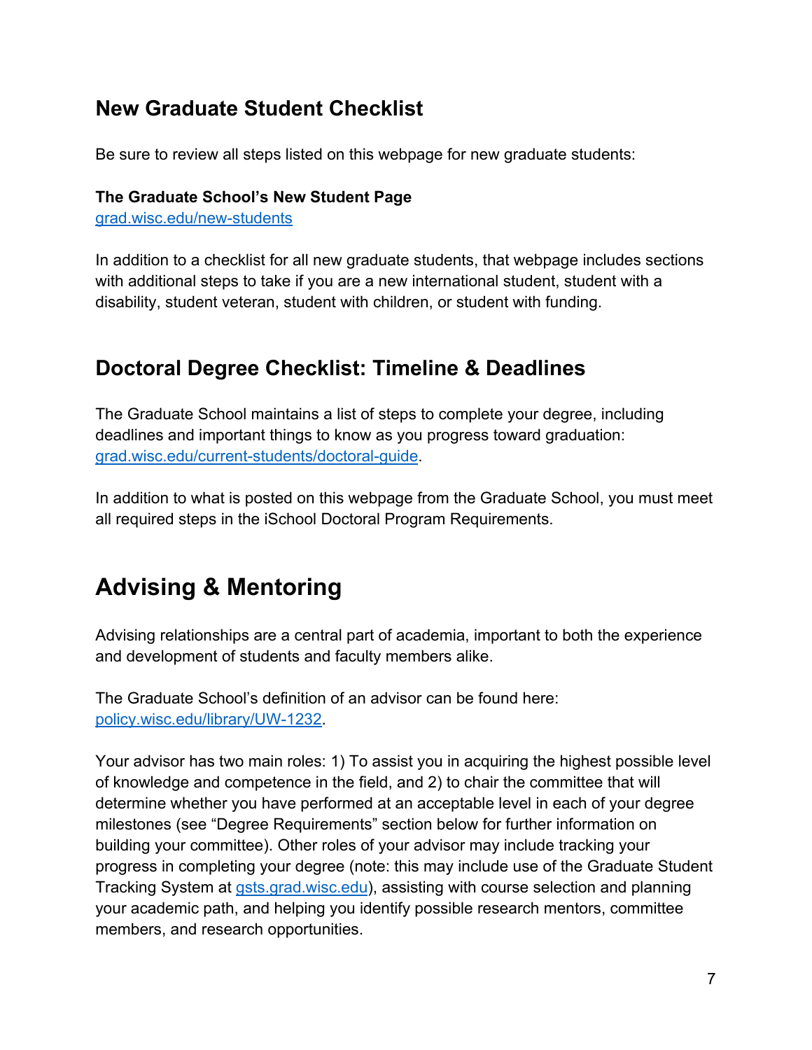## New Graduate Student Checklist

Be sure to review all steps listed on this webpage for new graduate students:

**The Graduate School's New Student Page**
[grad.wisc.edu/new-students](grad.wisc.edu/new-students)

In addition to a checklist for all new graduate students, that webpage includes sections with additional steps to take if you are a new international student, student with a disability, student veteran, student with children, or student with funding.

## Doctoral Degree Checklist: Timeline & Deadlines

The Graduate School maintains a list of steps to complete your degree, including deadlines and important things to know as you progress toward graduation: [grad.wisc.edu/current-students/doctoral-guide](grad.wisc.edu/current-students/doctoral-guide).

In addition to what is posted on this webpage from the Graduate School, you must meet all required steps in the iSchool Doctoral Program Requirements.

# Advising & Mentoring

Advising relationships are a central part of academia, important to both the experience and development of students and faculty members alike.

The Graduate School's definition of an advisor can be found here: [policy.wisc.edu/library/UW-1232](policy.wisc.edu/library/UW-1232).

Your advisor has two main roles: 1) To assist you in acquiring the highest possible level of knowledge and competence in the field, and 2) to chair the committee that will determine whether you have performed at an acceptable level in each of your degree milestones (see "Degree Requirements" section below for further information on building your committee). Other roles of your advisor may include tracking your progress in completing your degree (note: this may include use of the Graduate Student Tracking System at [gsts.grad.wisc.edu](gsts.grad.wisc.edu)), assisting with course selection and planning your academic path, and helping you identify possible research mentors, committee members, and research opportunities.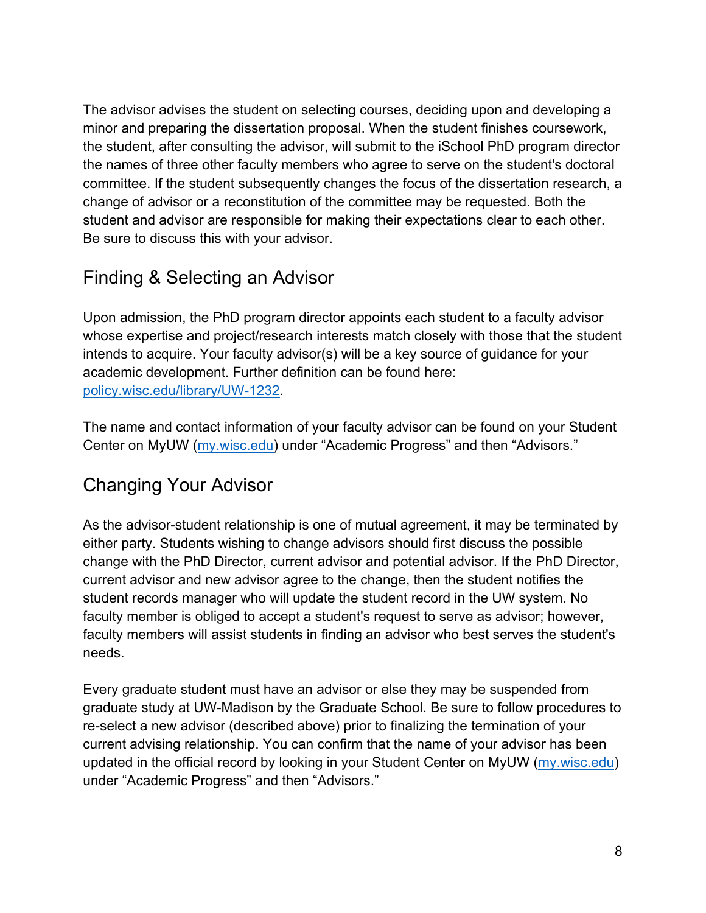The advisor advises the student on selecting courses, deciding upon and developing a minor and preparing the dissertation proposal. When the student finishes coursework, the student, after consulting the advisor, will submit to the iSchool PhD program director the names of three other faculty members who agree to serve on the student's doctoral committee. If the student subsequently changes the focus of the dissertation research, a change of advisor or a reconstitution of the committee may be requested. Both the student and advisor are responsible for making their expectations clear to each other. Be sure to discuss this with your advisor.

## Finding & Selecting an Advisor

Upon admission, the PhD program director appoints each student to a faculty advisor whose expertise and project/research interests match closely with those that the student intends to acquire. Your faculty advisor(s) will be a key source of guidance for your academic development. Further definition can be found here: [policy.wisc.edu/library/UW-1232](policy.wisc.edu/library/UW-1232).

The name and contact information of your faculty advisor can be found on your Student Center on MyUW ([my.wisc.edu](my.wisc.edu)) under "Academic Progress" and then "Advisors."

## Changing Your Advisor

As the advisor-student relationship is one of mutual agreement, it may be terminated by either party. Students wishing to change advisors should first discuss the possible change with the PhD Director, current advisor and potential advisor. If the PhD Director, current advisor and new advisor agree to the change, then the student notifies the student records manager who will update the student record in the UW system. No faculty member is obliged to accept a student's request to serve as advisor; however, faculty members will assist students in finding an advisor who best serves the student's needs.

Every graduate student must have an advisor or else they may be suspended from graduate study at UW-Madison by the Graduate School. Be sure to follow procedures to re-select a new advisor (described above) prior to finalizing the termination of your current advising relationship. You can confirm that the name of your advisor has been updated in the official record by looking in your Student Center on MyUW ([my.wisc.edu](my.wisc.edu)) under "Academic Progress" and then "Advisors."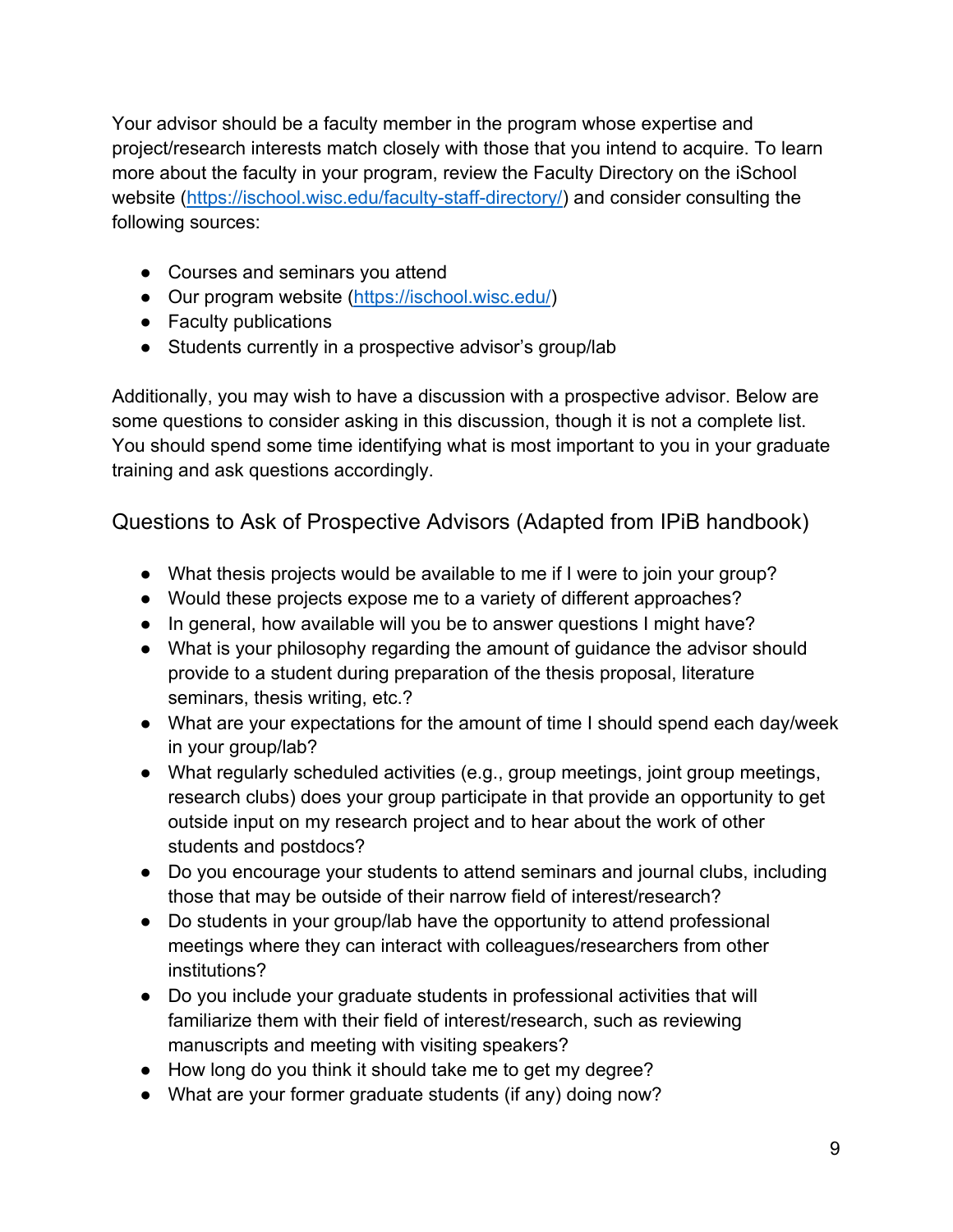Your advisor should be a faculty member in the program whose expertise and project/research interests match closely with those that you intend to acquire. To learn more about the faculty in your program, review the Faculty Directory on the iSchool website ([https://ischool.wisc.edu/faculty-staff-directory/](https://ischool.wisc.edu/faculty-staff-directory/)) and consider consulting the following sources:

- Courses and seminars you attend
- Our program website ([https://ischool.wisc.edu/](https://ischool.wisc.edu/))
- Faculty publications
- Students currently in a prospective advisor's group/lab

Additionally, you may wish to have a discussion with a prospective advisor. Below are some questions to consider asking in this discussion, though it is not a complete list. You should spend some time identifying what is most important to you in your graduate training and ask questions accordingly.

## Questions to Ask of Prospective Advisors (Adapted from IPiB handbook)

- What thesis projects would be available to me if I were to join your group?
- Would these projects expose me to a variety of different approaches?
- In general, how available will you be to answer questions I might have?
- What is your philosophy regarding the amount of guidance the advisor should provide to a student during preparation of the thesis proposal, literature seminars, thesis writing, etc.?
- What are your expectations for the amount of time I should spend each day/week in your group/lab?
- What regularly scheduled activities (e.g., group meetings, joint group meetings, research clubs) does your group participate in that provide an opportunity to get outside input on my research project and to hear about the work of other students and postdocs?
- Do you encourage your students to attend seminars and journal clubs, including those that may be outside of their narrow field of interest/research?
- Do students in your group/lab have the opportunity to attend professional meetings where they can interact with colleagues/researchers from other institutions?
- Do you include your graduate students in professional activities that will familiarize them with their field of interest/research, such as reviewing manuscripts and meeting with visiting speakers?
- How long do you think it should take me to get my degree?
- What are your former graduate students (if any) doing now?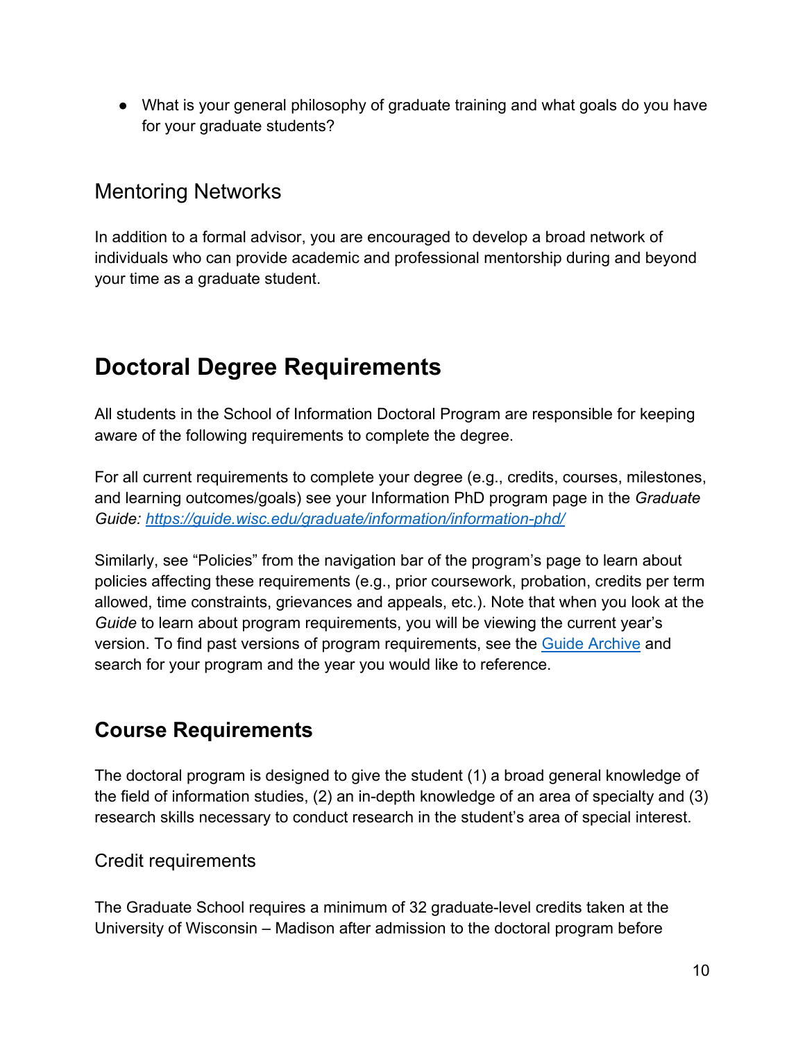- What is your general philosophy of graduate training and what goals do you have for your graduate students?

### Mentoring Networks

In addition to a formal advisor, you are encouraged to develop a broad network of individuals who can provide academic and professional mentorship during and beyond your time as a graduate student.

# Doctoral Degree Requirements

All students in the School of Information Doctoral Program are responsible for keeping aware of the following requirements to complete the degree.

For all current requirements to complete your degree (e.g., credits, courses, milestones, and learning outcomes/goals) see your Information PhD program page in the *Graduate Guide: [https://guide.wisc.edu/graduate/information/information-phd/](https://guide.wisc.edu/graduate/information/information-phd/)*

Similarly, see "Policies" from the navigation bar of the program's page to learn about policies affecting these requirements (e.g., prior coursework, probation, credits per term allowed, time constraints, grievances and appeals, etc.). Note that when you look at the *Guide* to learn about program requirements, you will be viewing the current year's version. To find past versions of program requirements, see the [Guide Archive]() and search for your program and the year you would like to reference.

## Course Requirements

The doctoral program is designed to give the student (1) a broad general knowledge of the field of information studies, (2) an in-depth knowledge of an area of specialty and (3) research skills necessary to conduct research in the student's area of special interest.

### Credit requirements

The Graduate School requires a minimum of 32 graduate-level credits taken at the University of Wisconsin – Madison after admission to the doctoral program before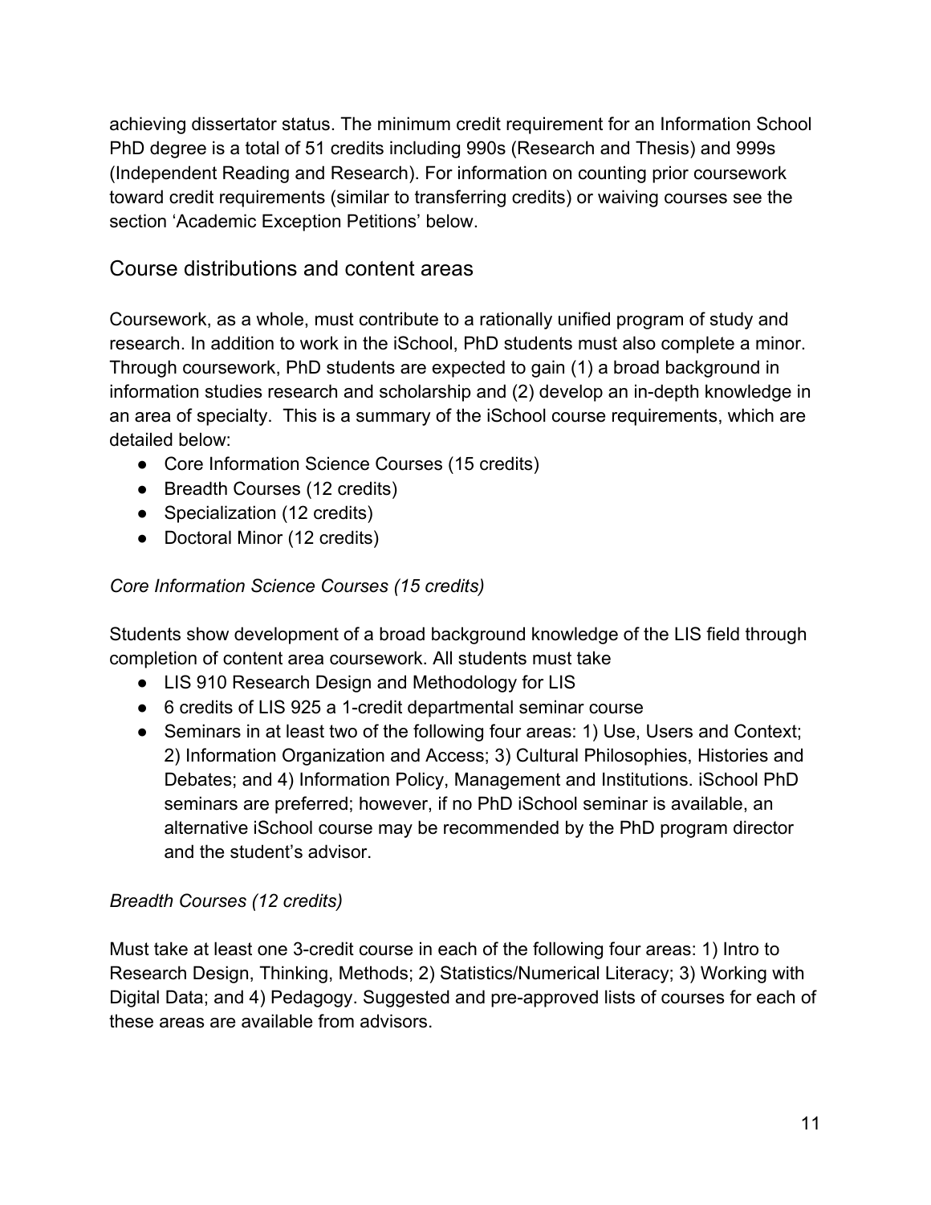achieving dissertator status. The minimum credit requirement for an Information School PhD degree is a total of 51 credits including 990s (Research and Thesis) and 999s (Independent Reading and Research). For information on counting prior coursework toward credit requirements (similar to transferring credits) or waiving courses see the section 'Academic Exception Petitions' below.

## Course distributions and content areas

Coursework, as a whole, must contribute to a rationally unified program of study and research. In addition to work in the iSchool, PhD students must also complete a minor. Through coursework, PhD students are expected to gain (1) a broad background in information studies research and scholarship and (2) develop an in-depth knowledge in an area of specialty. This is a summary of the iSchool course requirements, which are detailed below:

- Core Information Science Courses (15 credits)
- Breadth Courses (12 credits)
- Specialization (12 credits)
- Doctoral Minor (12 credits)

*Core Information Science Courses (15 credits)*

Students show development of a broad background knowledge of the LIS field through completion of content area coursework. All students must take

- LIS 910 Research Design and Methodology for LIS
- 6 credits of LIS 925 a 1-credit departmental seminar course
- Seminars in at least two of the following four areas: 1) Use, Users and Context; 2) Information Organization and Access; 3) Cultural Philosophies, Histories and Debates; and 4) Information Policy, Management and Institutions. iSchool PhD seminars are preferred; however, if no PhD iSchool seminar is available, an alternative iSchool course may be recommended by the PhD program director and the student's advisor.

*Breadth Courses (12 credits)*

Must take at least one 3-credit course in each of the following four areas: 1) Intro to Research Design, Thinking, Methods; 2) Statistics/Numerical Literacy; 3) Working with Digital Data; and 4) Pedagogy. Suggested and pre-approved lists of courses for each of these areas are available from advisors.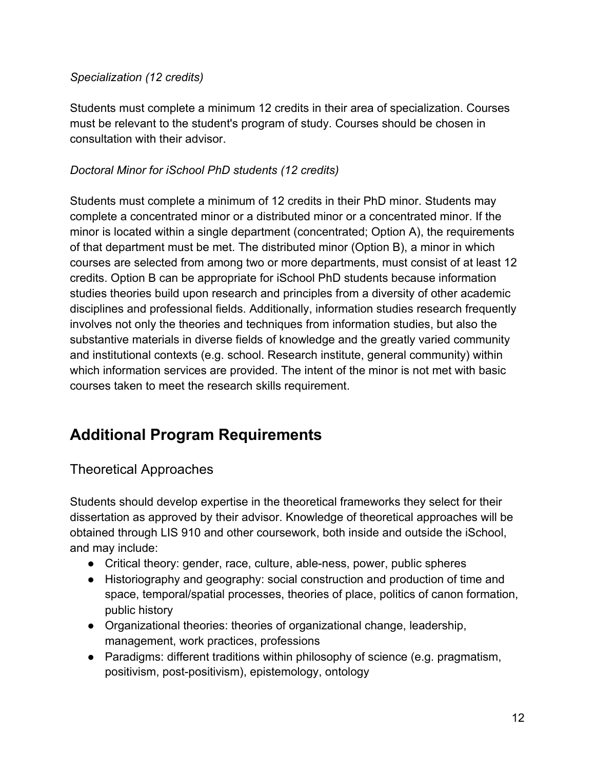*Specialization (12 credits)*

Students must complete a minimum 12 credits in their area of specialization. Courses must be relevant to the student's program of study. Courses should be chosen in consultation with their advisor.

*Doctoral Minor for iSchool PhD students (12 credits)*

Students must complete a minimum of 12 credits in their PhD minor. Students may complete a concentrated minor or a distributed minor or a concentrated minor. If the minor is located within a single department (concentrated; Option A), the requirements of that department must be met. The distributed minor (Option B), a minor in which courses are selected from among two or more departments, must consist of at least 12 credits. Option B can be appropriate for iSchool PhD students because information studies theories build upon research and principles from a diversity of other academic disciplines and professional fields. Additionally, information studies research frequently involves not only the theories and techniques from information studies, but also the substantive materials in diverse fields of knowledge and the greatly varied community and institutional contexts (e.g. school. Research institute, general community) within which information services are provided. The intent of the minor is not met with basic courses taken to meet the research skills requirement.

## Additional Program Requirements

### Theoretical Approaches

Students should develop expertise in the theoretical frameworks they select for their dissertation as approved by their advisor. Knowledge of theoretical approaches will be obtained through LIS 910 and other coursework, both inside and outside the iSchool, and may include:

- Critical theory: gender, race, culture, able-ness, power, public spheres
- Historiography and geography: social construction and production of time and space, temporal/spatial processes, theories of place, politics of canon formation, public history
- Organizational theories: theories of organizational change, leadership, management, work practices, professions
- Paradigms: different traditions within philosophy of science (e.g. pragmatism, positivism, post-positivism), epistemology, ontology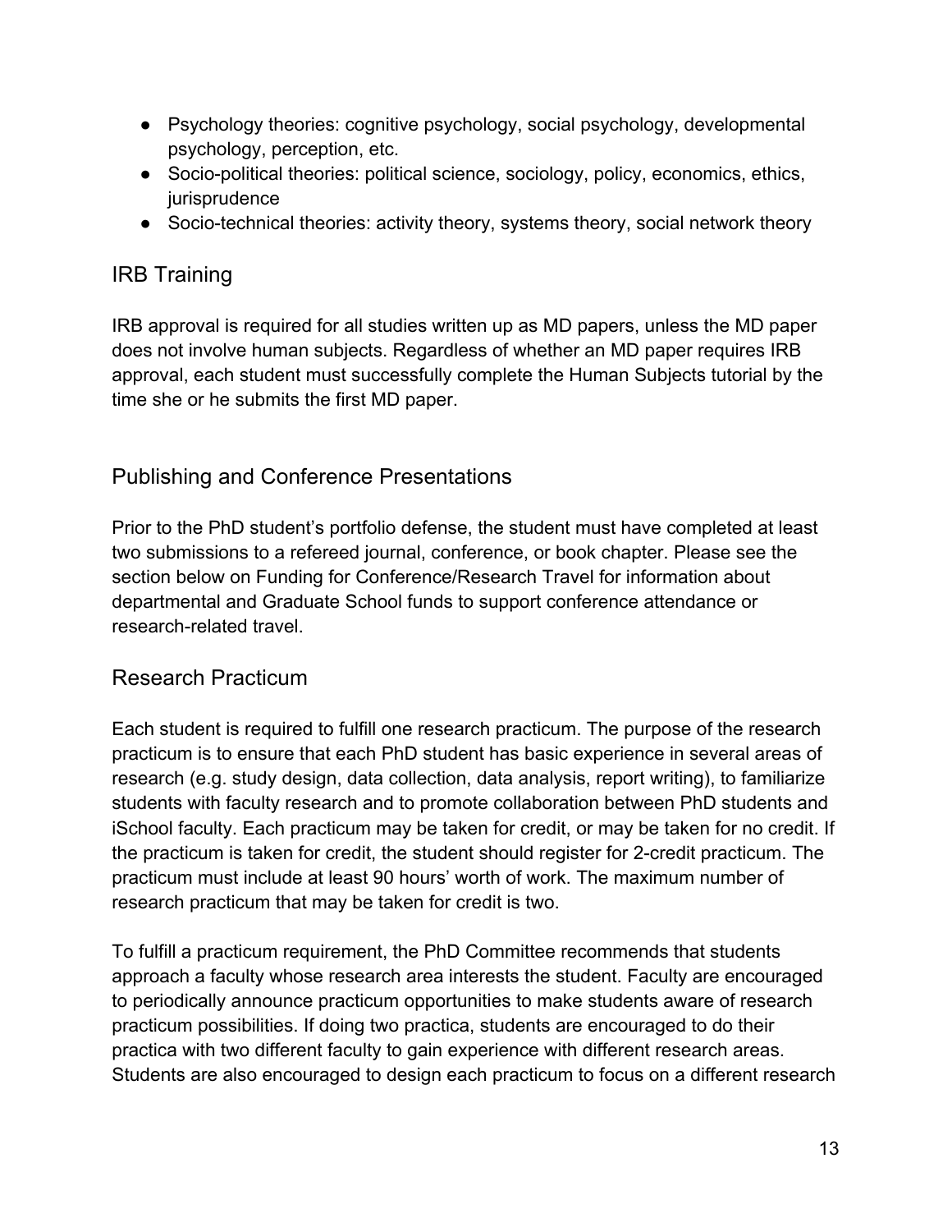- Psychology theories: cognitive psychology, social psychology, developmental psychology, perception, etc.
- Socio-political theories: political science, sociology, policy, economics, ethics, jurisprudence
- Socio-technical theories: activity theory, systems theory, social network theory

## IRB Training

IRB approval is required for all studies written up as MD papers, unless the MD paper does not involve human subjects. Regardless of whether an MD paper requires IRB approval, each student must successfully complete the Human Subjects tutorial by the time she or he submits the first MD paper.

## Publishing and Conference Presentations

Prior to the PhD student's portfolio defense, the student must have completed at least two submissions to a refereed journal, conference, or book chapter. Please see the section below on Funding for Conference/Research Travel for information about departmental and Graduate School funds to support conference attendance or research-related travel.

## Research Practicum

Each student is required to fulfill one research practicum. The purpose of the research practicum is to ensure that each PhD student has basic experience in several areas of research (e.g. study design, data collection, data analysis, report writing), to familiarize students with faculty research and to promote collaboration between PhD students and iSchool faculty. Each practicum may be taken for credit, or may be taken for no credit. If the practicum is taken for credit, the student should register for 2-credit practicum. The practicum must include at least 90 hours' worth of work. The maximum number of research practicum that may be taken for credit is two.

To fulfill a practicum requirement, the PhD Committee recommends that students approach a faculty whose research area interests the student. Faculty are encouraged to periodically announce practicum opportunities to make students aware of research practicum possibilities. If doing two practica, students are encouraged to do their practica with two different faculty to gain experience with different research areas. Students are also encouraged to design each practicum to focus on a different research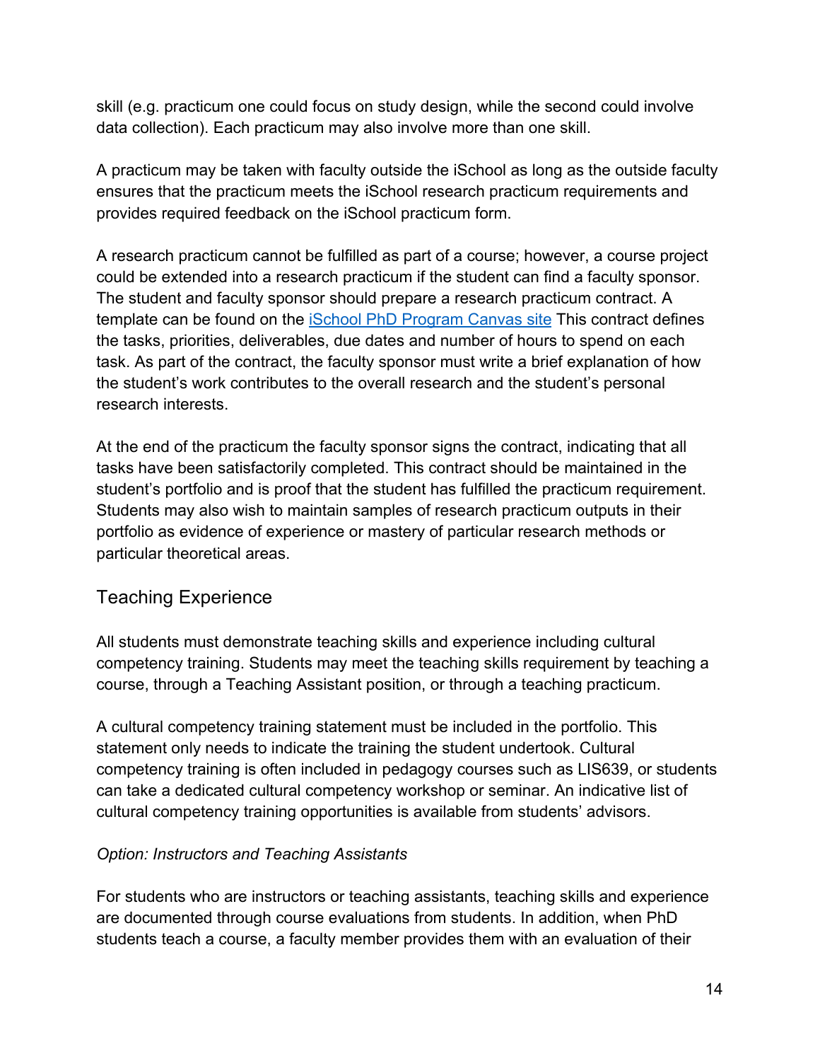skill (e.g. practicum one could focus on study design, while the second could involve data collection). Each practicum may also involve more than one skill.

A practicum may be taken with faculty outside the iSchool as long as the outside faculty ensures that the practicum meets the iSchool research practicum requirements and provides required feedback on the iSchool practicum form.

A research practicum cannot be fulfilled as part of a course; however, a course project could be extended into a research practicum if the student can find a faculty sponsor. The student and faculty sponsor should prepare a research practicum contract. A template can be found on the [iSchool PhD Program Canvas site] This contract defines the tasks, priorities, deliverables, due dates and number of hours to spend on each task. As part of the contract, the faculty sponsor must write a brief explanation of how the student's work contributes to the overall research and the student's personal research interests.

At the end of the practicum the faculty sponsor signs the contract, indicating that all tasks have been satisfactorily completed. This contract should be maintained in the student's portfolio and is proof that the student has fulfilled the practicum requirement. Students may also wish to maintain samples of research practicum outputs in their portfolio as evidence of experience or mastery of particular research methods or particular theoretical areas.

## Teaching Experience

All students must demonstrate teaching skills and experience including cultural competency training. Students may meet the teaching skills requirement by teaching a course, through a Teaching Assistant position, or through a teaching practicum.

A cultural competency training statement must be included in the portfolio. This statement only needs to indicate the training the student undertook. Cultural competency training is often included in pedagogy courses such as LIS639, or students can take a dedicated cultural competency workshop or seminar. An indicative list of cultural competency training opportunities is available from students' advisors.

*Option: Instructors and Teaching Assistants*

For students who are instructors or teaching assistants, teaching skills and experience are documented through course evaluations from students. In addition, when PhD students teach a course, a faculty member provides them with an evaluation of their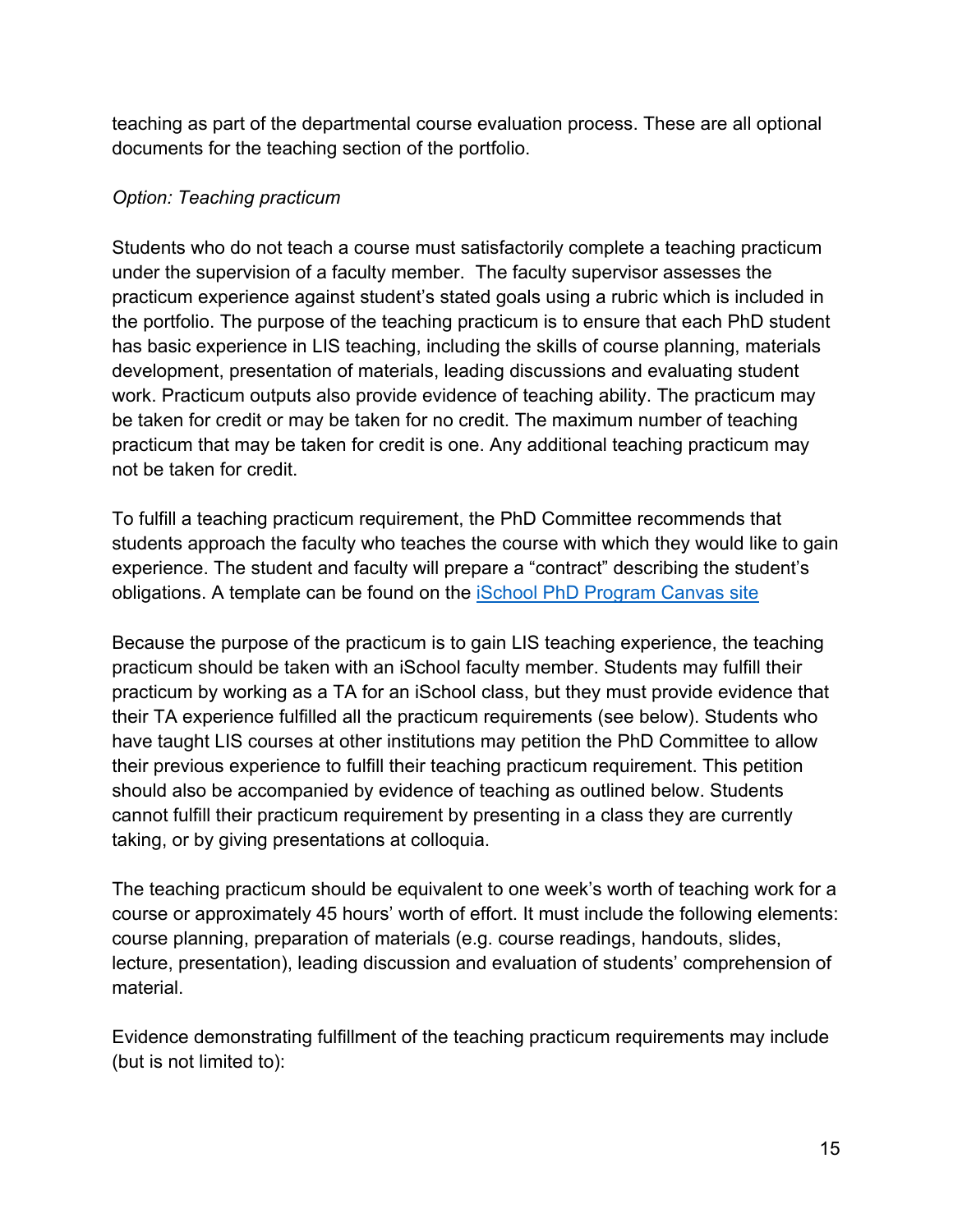teaching as part of the departmental course evaluation process. These are all optional documents for the teaching section of the portfolio.

*Option: Teaching practicum*

Students who do not teach a course must satisfactorily complete a teaching practicum under the supervision of a faculty member. The faculty supervisor assesses the practicum experience against student's stated goals using a rubric which is included in the portfolio. The purpose of the teaching practicum is to ensure that each PhD student has basic experience in LIS teaching, including the skills of course planning, materials development, presentation of materials, leading discussions and evaluating student work. Practicum outputs also provide evidence of teaching ability. The practicum may be taken for credit or may be taken for no credit. The maximum number of teaching practicum that may be taken for credit is one. Any additional teaching practicum may not be taken for credit.

To fulfill a teaching practicum requirement, the PhD Committee recommends that students approach the faculty who teaches the course with which they would like to gain experience. The student and faculty will prepare a "contract" describing the student's obligations. A template can be found on the [iSchool PhD Program Canvas site]()

Because the purpose of the practicum is to gain LIS teaching experience, the teaching practicum should be taken with an iSchool faculty member. Students may fulfill their practicum by working as a TA for an iSchool class, but they must provide evidence that their TA experience fulfilled all the practicum requirements (see below). Students who have taught LIS courses at other institutions may petition the PhD Committee to allow their previous experience to fulfill their teaching practicum requirement. This petition should also be accompanied by evidence of teaching as outlined below. Students cannot fulfill their practicum requirement by presenting in a class they are currently taking, or by giving presentations at colloquia.

The teaching practicum should be equivalent to one week's worth of teaching work for a course or approximately 45 hours' worth of effort. It must include the following elements: course planning, preparation of materials (e.g. course readings, handouts, slides, lecture, presentation), leading discussion and evaluation of students' comprehension of material.

Evidence demonstrating fulfillment of the teaching practicum requirements may include (but is not limited to):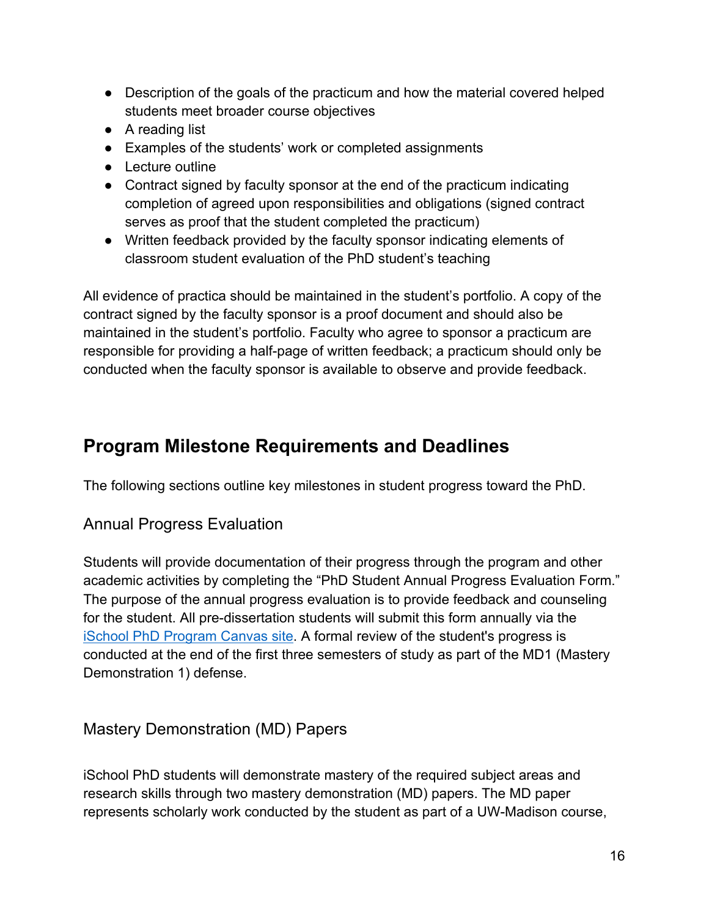- Description of the goals of the practicum and how the material covered helped students meet broader course objectives
- A reading list
- Examples of the students' work or completed assignments
- Lecture outline
- Contract signed by faculty sponsor at the end of the practicum indicating completion of agreed upon responsibilities and obligations (signed contract serves as proof that the student completed the practicum)
- Written feedback provided by the faculty sponsor indicating elements of classroom student evaluation of the PhD student's teaching

All evidence of practica should be maintained in the student's portfolio. A copy of the contract signed by the faculty sponsor is a proof document and should also be maintained in the student's portfolio. Faculty who agree to sponsor a practicum are responsible for providing a half-page of written feedback; a practicum should only be conducted when the faculty sponsor is available to observe and provide feedback.

## Program Milestone Requirements and Deadlines

The following sections outline key milestones in student progress toward the PhD.

### Annual Progress Evaluation

Students will provide documentation of their progress through the program and other academic activities by completing the "PhD Student Annual Progress Evaluation Form." The purpose of the annual progress evaluation is to provide feedback and counseling for the student. All pre-dissertation students will submit this form annually via the [iSchool PhD Program Canvas site](). A formal review of the student's progress is conducted at the end of the first three semesters of study as part of the MD1 (Mastery Demonstration 1) defense.

### Mastery Demonstration (MD) Papers

iSchool PhD students will demonstrate mastery of the required subject areas and research skills through two mastery demonstration (MD) papers. The MD paper represents scholarly work conducted by the student as part of a UW-Madison course,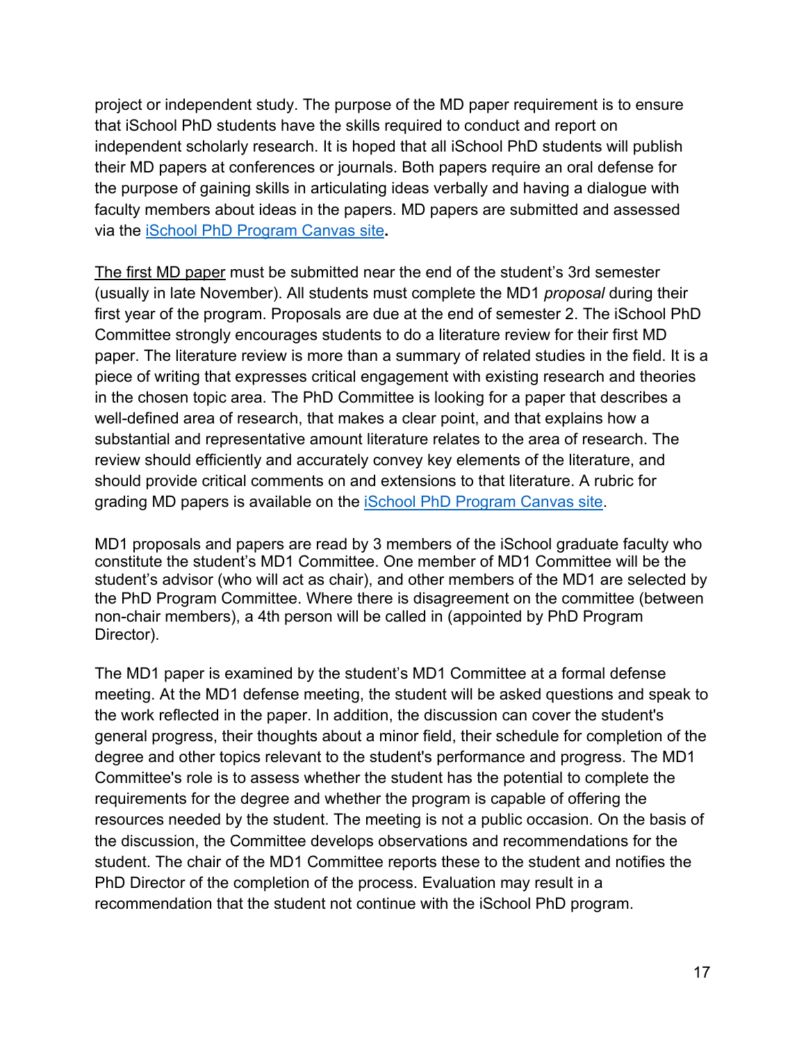project or independent study. The purpose of the MD paper requirement is to ensure that iSchool PhD students have the skills required to conduct and report on independent scholarly research. It is hoped that all iSchool PhD students will publish their MD papers at conferences or journals. Both papers require an oral defense for the purpose of gaining skills in articulating ideas verbally and having a dialogue with faculty members about ideas in the papers. MD papers are submitted and assessed via the [iSchool PhD Program Canvas site](#)**.**

The first MD paper must be submitted near the end of the student's 3rd semester (usually in late November). All students must complete the MD1 *proposal* during their first year of the program. Proposals are due at the end of semester 2. The iSchool PhD Committee strongly encourages students to do a literature review for their first MD paper. The literature review is more than a summary of related studies in the field. It is a piece of writing that expresses critical engagement with existing research and theories in the chosen topic area. The PhD Committee is looking for a paper that describes a well-defined area of research, that makes a clear point, and that explains how a substantial and representative amount literature relates to the area of research. The review should efficiently and accurately convey key elements of the literature, and should provide critical comments on and extensions to that literature. A rubric for grading MD papers is available on the [iSchool PhD Program Canvas site](#).

MD1 proposals and papers are read by 3 members of the iSchool graduate faculty who constitute the student's MD1 Committee. One member of MD1 Committee will be the student's advisor (who will act as chair), and other members of the MD1 are selected by the PhD Program Committee. Where there is disagreement on the committee (between non-chair members), a 4th person will be called in (appointed by PhD Program Director).

The MD1 paper is examined by the student's MD1 Committee at a formal defense meeting. At the MD1 defense meeting, the student will be asked questions and speak to the work reflected in the paper. In addition, the discussion can cover the student's general progress, their thoughts about a minor field, their schedule for completion of the degree and other topics relevant to the student's performance and progress. The MD1 Committee's role is to assess whether the student has the potential to complete the requirements for the degree and whether the program is capable of offering the resources needed by the student. The meeting is not a public occasion. On the basis of the discussion, the Committee develops observations and recommendations for the student. The chair of the MD1 Committee reports these to the student and notifies the PhD Director of the completion of the process. Evaluation may result in a recommendation that the student not continue with the iSchool PhD program.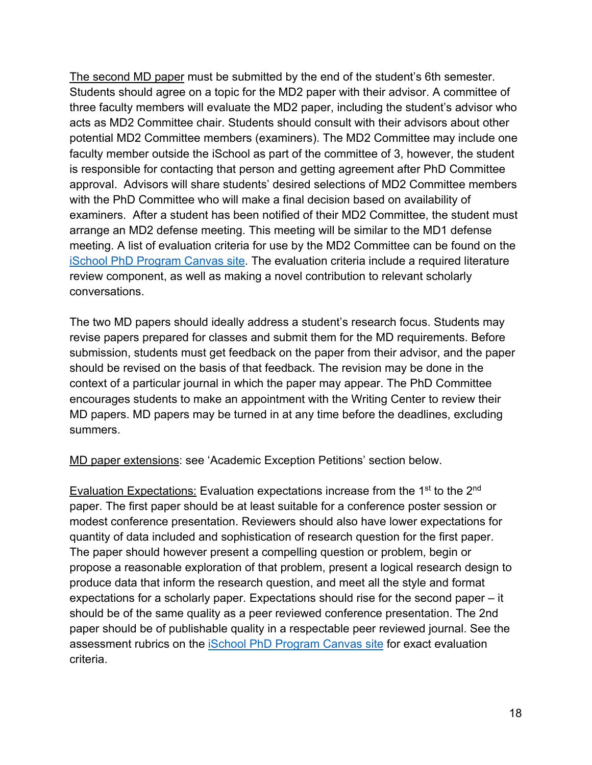The second MD paper must be submitted by the end of the student's 6th semester. Students should agree on a topic for the MD2 paper with their advisor. A committee of three faculty members will evaluate the MD2 paper, including the student's advisor who acts as MD2 Committee chair. Students should consult with their advisors about other potential MD2 Committee members (examiners). The MD2 Committee may include one faculty member outside the iSchool as part of the committee of 3, however, the student is responsible for contacting that person and getting agreement after PhD Committee approval. Advisors will share students' desired selections of MD2 Committee members with the PhD Committee who will make a final decision based on availability of examiners. After a student has been notified of their MD2 Committee, the student must arrange an MD2 defense meeting. This meeting will be similar to the MD1 defense meeting. A list of evaluation criteria for use by the MD2 Committee can be found on the iSchool PhD Program Canvas site. The evaluation criteria include a required literature review component, as well as making a novel contribution to relevant scholarly conversations.

The two MD papers should ideally address a student's research focus. Students may revise papers prepared for classes and submit them for the MD requirements. Before submission, students must get feedback on the paper from their advisor, and the paper should be revised on the basis of that feedback. The revision may be done in the context of a particular journal in which the paper may appear. The PhD Committee encourages students to make an appointment with the Writing Center to review their MD papers. MD papers may be turned in at any time before the deadlines, excluding summers.

MD paper extensions: see 'Academic Exception Petitions' section below.

Evaluation Expectations: Evaluation expectations increase from the 1st to the 2nd paper. The first paper should be at least suitable for a conference poster session or modest conference presentation. Reviewers should also have lower expectations for quantity of data included and sophistication of research question for the first paper. The paper should however present a compelling question or problem, begin or propose a reasonable exploration of that problem, present a logical research design to produce data that inform the research question, and meet all the style and format expectations for a scholarly paper. Expectations should rise for the second paper – it should be of the same quality as a peer reviewed conference presentation. The 2nd paper should be of publishable quality in a respectable peer reviewed journal. See the assessment rubrics on the iSchool PhD Program Canvas site for exact evaluation criteria.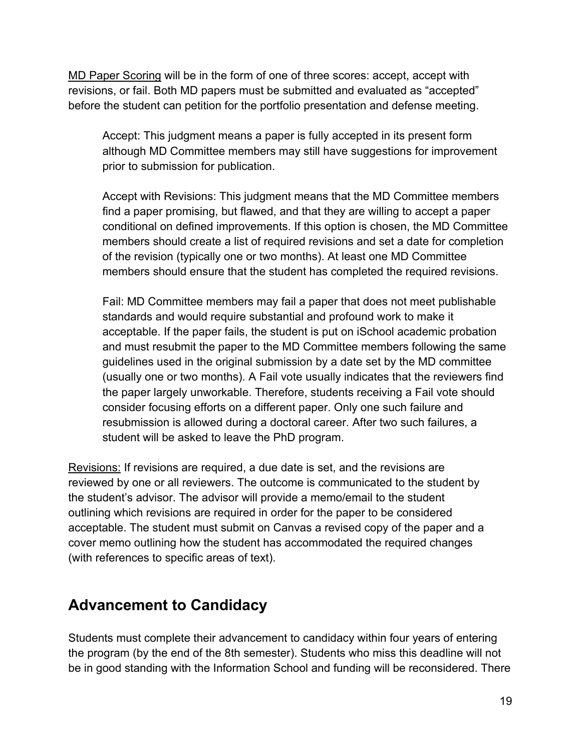<u>MD Paper Scoring</u> will be in the form of one of three scores: accept, accept with revisions, or fail. Both MD papers must be submitted and evaluated as “accepted” before the student can petition for the portfolio presentation and defense meeting.

> Accept: This judgment means a paper is fully accepted in its present form although MD Committee members may still have suggestions for improvement prior to submission for publication.
>
> Accept with Revisions: This judgment means that the MD Committee members find a paper promising, but flawed, and that they are willing to accept a paper conditional on defined improvements. If this option is chosen, the MD Committee members should create a list of required revisions and set a date for completion of the revision (typically one or two months). At least one MD Committee members should ensure that the student has completed the required revisions.
>
> Fail: MD Committee members may fail a paper that does not meet publishable standards and would require substantial and profound work to make it acceptable. If the paper fails, the student is put on iSchool academic probation and must resubmit the paper to the MD Committee members following the same guidelines used in the original submission by a date set by the MD committee (usually one or two months). A Fail vote usually indicates that the reviewers find the paper largely unworkable. Therefore, students receiving a Fail vote should consider focusing efforts on a different paper. Only one such failure and resubmission is allowed during a doctoral career. After two such failures, a student will be asked to leave the PhD program.

<u>Revisions:</u> If revisions are required, a due date is set, and the revisions are reviewed by one or all reviewers. The outcome is communicated to the student by the student’s advisor. The advisor will provide a memo/email to the student outlining which revisions are required in order for the paper to be considered acceptable. The student must submit on Canvas a revised copy of the paper and a cover memo outlining how the student has accommodated the required changes (with references to specific areas of text).

## Advancement to Candidacy

Students must complete their advancement to candidacy within four years of entering the program (by the end of the 8th semester). Students who miss this deadline will not be in good standing with the Information School and funding will be reconsidered. There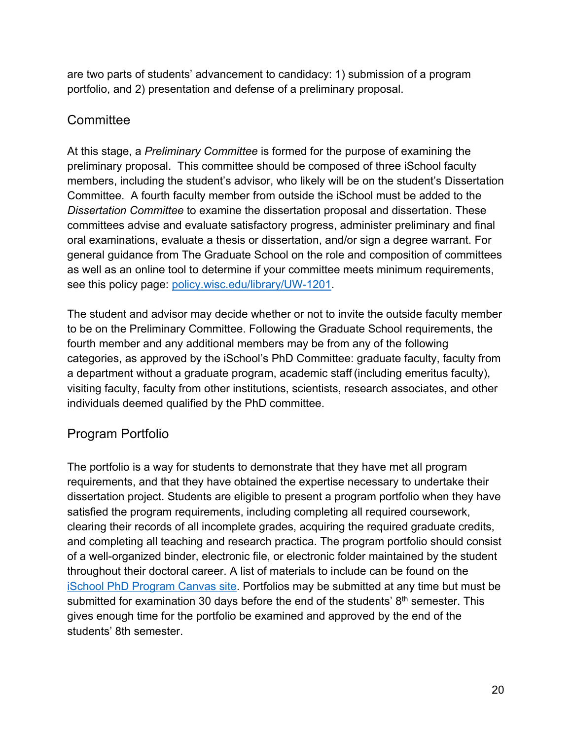are two parts of students' advancement to candidacy: 1) submission of a program portfolio, and 2) presentation and defense of a preliminary proposal.

## Committee

At this stage, a *Preliminary Committee* is formed for the purpose of examining the preliminary proposal.  This committee should be composed of three iSchool faculty members, including the student's advisor, who likely will be on the student's Dissertation Committee.  A fourth faculty member from outside the iSchool must be added to the *Dissertation Committee* to examine the dissertation proposal and dissertation. These committees advise and evaluate satisfactory progress, administer preliminary and final oral examinations, evaluate a thesis or dissertation, and/or sign a degree warrant. For general guidance from The Graduate School on the role and composition of committees as well as an online tool to determine if your committee meets minimum requirements, see this policy page: [policy.wisc.edu/library/UW-1201](policy.wisc.edu/library/UW-1201).

The student and advisor may decide whether or not to invite the outside faculty member to be on the Preliminary Committee. Following the Graduate School requirements, the fourth member and any additional members may be from any of the following categories, as approved by the iSchool's PhD Committee: graduate faculty, faculty from a department without a graduate program, academic staff (including emeritus faculty), visiting faculty, faculty from other institutions, scientists, research associates, and other individuals deemed qualified by the PhD committee.

## Program Portfolio

The portfolio is a way for students to demonstrate that they have met all program requirements, and that they have obtained the expertise necessary to undertake their dissertation project. Students are eligible to present a program portfolio when they have satisfied the program requirements, including completing all required coursework, clearing their records of all incomplete grades, acquiring the required graduate credits, and completing all teaching and research practica. The program portfolio should consist of a well-organized binder, electronic file, or electronic folder maintained by the student throughout their doctoral career. A list of materials to include can be found on the iSchool PhD Program Canvas site. Portfolios may be submitted at any time but must be submitted for examination 30 days before the end of the students' 8th semester. This gives enough time for the portfolio be examined and approved by the end of the students' 8th semester.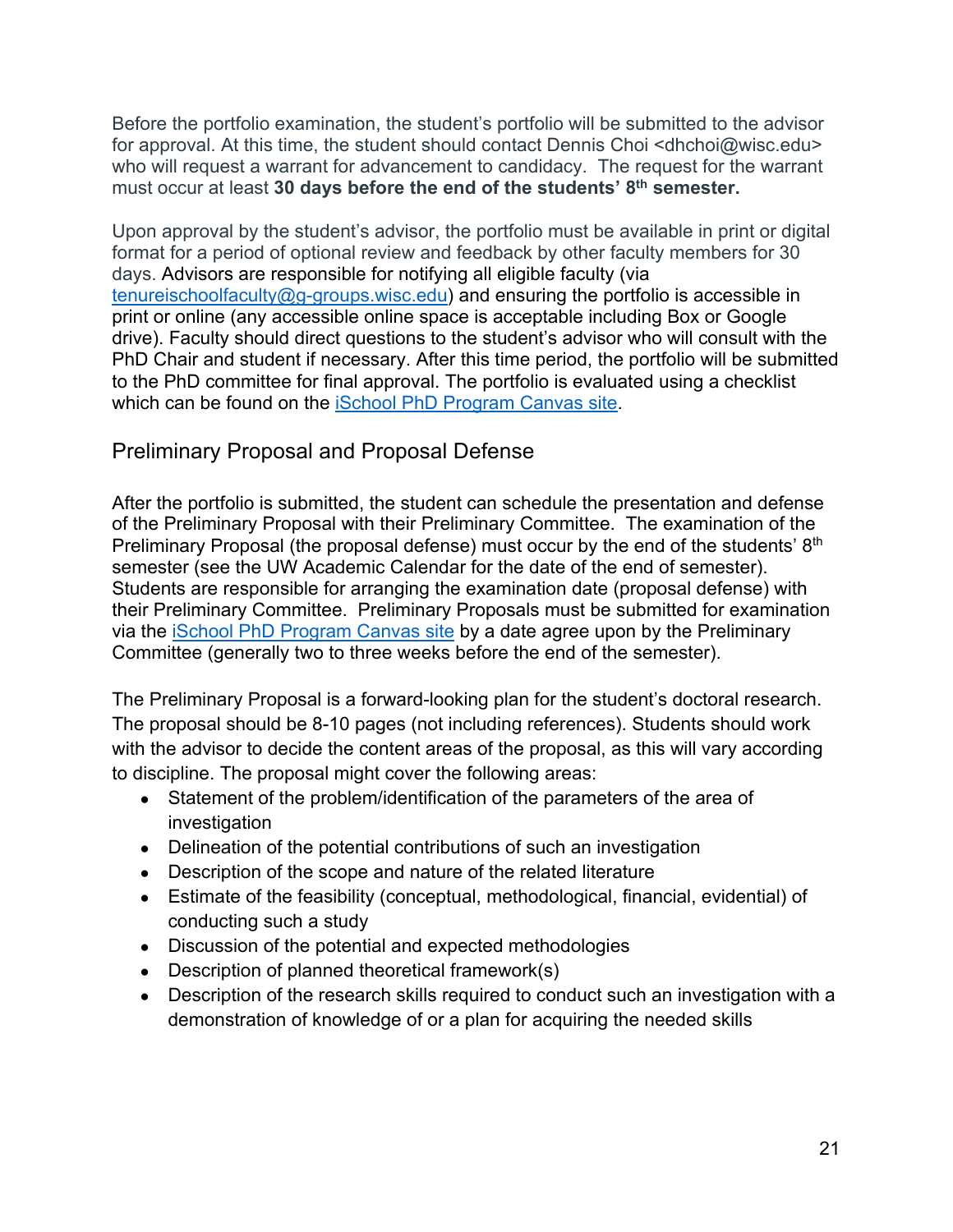Before the portfolio examination, the student's portfolio will be submitted to the advisor for approval. At this time, the student should contact Dennis Choi <dhchoi@wisc.edu> who will request a warrant for advancement to candidacy. The request for the warrant must occur at least **30 days before the end of the students' 8th semester.**

Upon approval by the student's advisor, the portfolio must be available in print or digital format for a period of optional review and feedback by other faculty members for 30 days. Advisors are responsible for notifying all eligible faculty (via [tenureischoolfaculty@g-groups.wisc.edu](mailto:tenureischoolfaculty@g-groups.wisc.edu)) and ensuring the portfolio is accessible in print or online (any accessible online space is acceptable including Box or Google drive). Faculty should direct questions to the student's advisor who will consult with the PhD Chair and student if necessary. After this time period, the portfolio will be submitted to the PhD committee for final approval. The portfolio is evaluated using a checklist which can be found on the iSchool PhD Program Canvas site.

## Preliminary Proposal and Proposal Defense

After the portfolio is submitted, the student can schedule the presentation and defense of the Preliminary Proposal with their Preliminary Committee. The examination of the Preliminary Proposal (the proposal defense) must occur by the end of the students' 8th semester (see the UW Academic Calendar for the date of the end of semester). Students are responsible for arranging the examination date (proposal defense) with their Preliminary Committee. Preliminary Proposals must be submitted for examination via the iSchool PhD Program Canvas site by a date agree upon by the Preliminary Committee (generally two to three weeks before the end of the semester).

The Preliminary Proposal is a forward-looking plan for the student's doctoral research. The proposal should be 8-10 pages (not including references). Students should work with the advisor to decide the content areas of the proposal, as this will vary according to discipline. The proposal might cover the following areas:

- Statement of the problem/identification of the parameters of the area of investigation
- Delineation of the potential contributions of such an investigation
- Description of the scope and nature of the related literature
- Estimate of the feasibility (conceptual, methodological, financial, evidential) of conducting such a study
- Discussion of the potential and expected methodologies
- Description of planned theoretical framework(s)
- Description of the research skills required to conduct such an investigation with a demonstration of knowledge of or a plan for acquiring the needed skills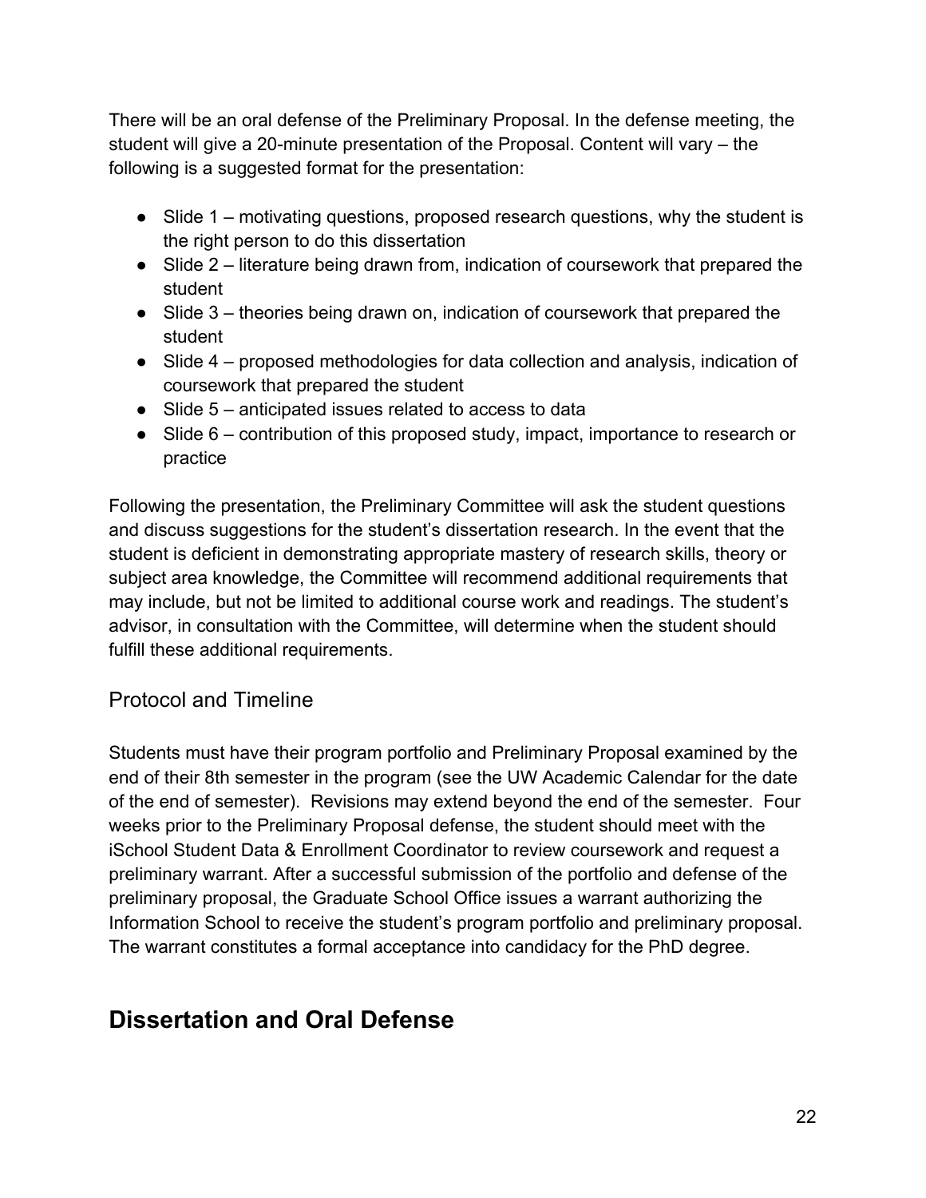There will be an oral defense of the Preliminary Proposal. In the defense meeting, the student will give a 20-minute presentation of the Proposal. Content will vary – the following is a suggested format for the presentation:

- Slide 1 – motivating questions, proposed research questions, why the student is the right person to do this dissertation
- Slide 2 – literature being drawn from, indication of coursework that prepared the student
- Slide 3 – theories being drawn on, indication of coursework that prepared the student
- Slide 4 – proposed methodologies for data collection and analysis, indication of coursework that prepared the student
- Slide 5 – anticipated issues related to access to data
- Slide 6 – contribution of this proposed study, impact, importance to research or practice

Following the presentation, the Preliminary Committee will ask the student questions and discuss suggestions for the student's dissertation research. In the event that the student is deficient in demonstrating appropriate mastery of research skills, theory or subject area knowledge, the Committee will recommend additional requirements that may include, but not be limited to additional course work and readings. The student's advisor, in consultation with the Committee, will determine when the student should fulfill these additional requirements.

### Protocol and Timeline

Students must have their program portfolio and Preliminary Proposal examined by the end of their 8th semester in the program (see the UW Academic Calendar for the date of the end of semester). Revisions may extend beyond the end of the semester. Four weeks prior to the Preliminary Proposal defense, the student should meet with the iSchool Student Data & Enrollment Coordinator to review coursework and request a preliminary warrant. After a successful submission of the portfolio and defense of the preliminary proposal, the Graduate School Office issues a warrant authorizing the Information School to receive the student's program portfolio and preliminary proposal. The warrant constitutes a formal acceptance into candidacy for the PhD degree.

## Dissertation and Oral Defense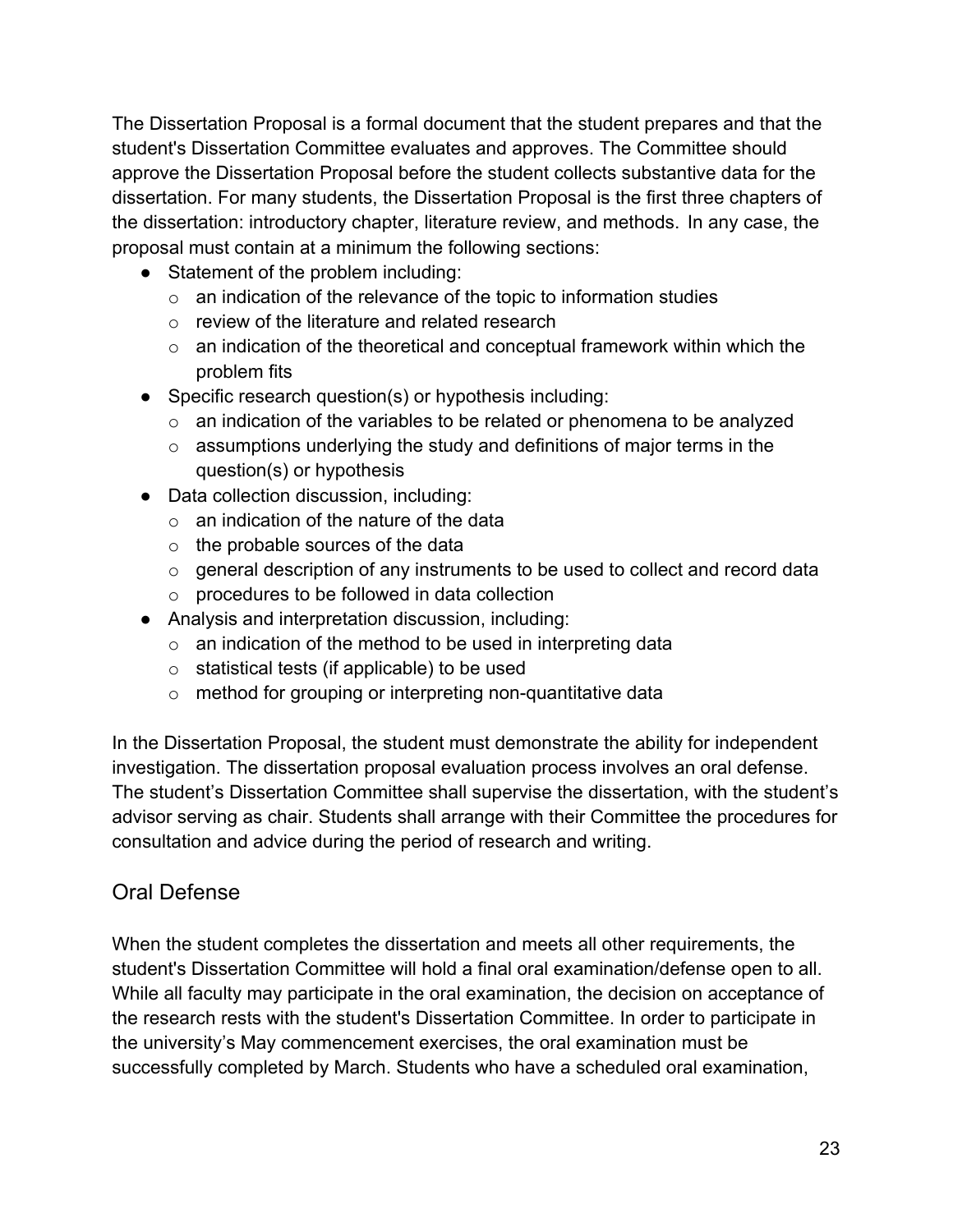The Dissertation Proposal is a formal document that the student prepares and that the student's Dissertation Committee evaluates and approves. The Committee should approve the Dissertation Proposal before the student collects substantive data for the dissertation. For many students, the Dissertation Proposal is the first three chapters of the dissertation: introductory chapter, literature review, and methods. In any case, the proposal must contain at a minimum the following sections:

- Statement of the problem including:
  - an indication of the relevance of the topic to information studies
  - review of the literature and related research
  - an indication of the theoretical and conceptual framework within which the problem fits
- Specific research question(s) or hypothesis including:
  - an indication of the variables to be related or phenomena to be analyzed
  - assumptions underlying the study and definitions of major terms in the question(s) or hypothesis
- Data collection discussion, including:
  - an indication of the nature of the data
  - the probable sources of the data
  - general description of any instruments to be used to collect and record data
  - procedures to be followed in data collection
- Analysis and interpretation discussion, including:
  - an indication of the method to be used in interpreting data
  - statistical tests (if applicable) to be used
  - method for grouping or interpreting non-quantitative data

In the Dissertation Proposal, the student must demonstrate the ability for independent investigation. The dissertation proposal evaluation process involves an oral defense. The student's Dissertation Committee shall supervise the dissertation, with the student's advisor serving as chair. Students shall arrange with their Committee the procedures for consultation and advice during the period of research and writing.

## Oral Defense

When the student completes the dissertation and meets all other requirements, the student's Dissertation Committee will hold a final oral examination/defense open to all. While all faculty may participate in the oral examination, the decision on acceptance of the research rests with the student's Dissertation Committee. In order to participate in the university's May commencement exercises, the oral examination must be successfully completed by March. Students who have a scheduled oral examination,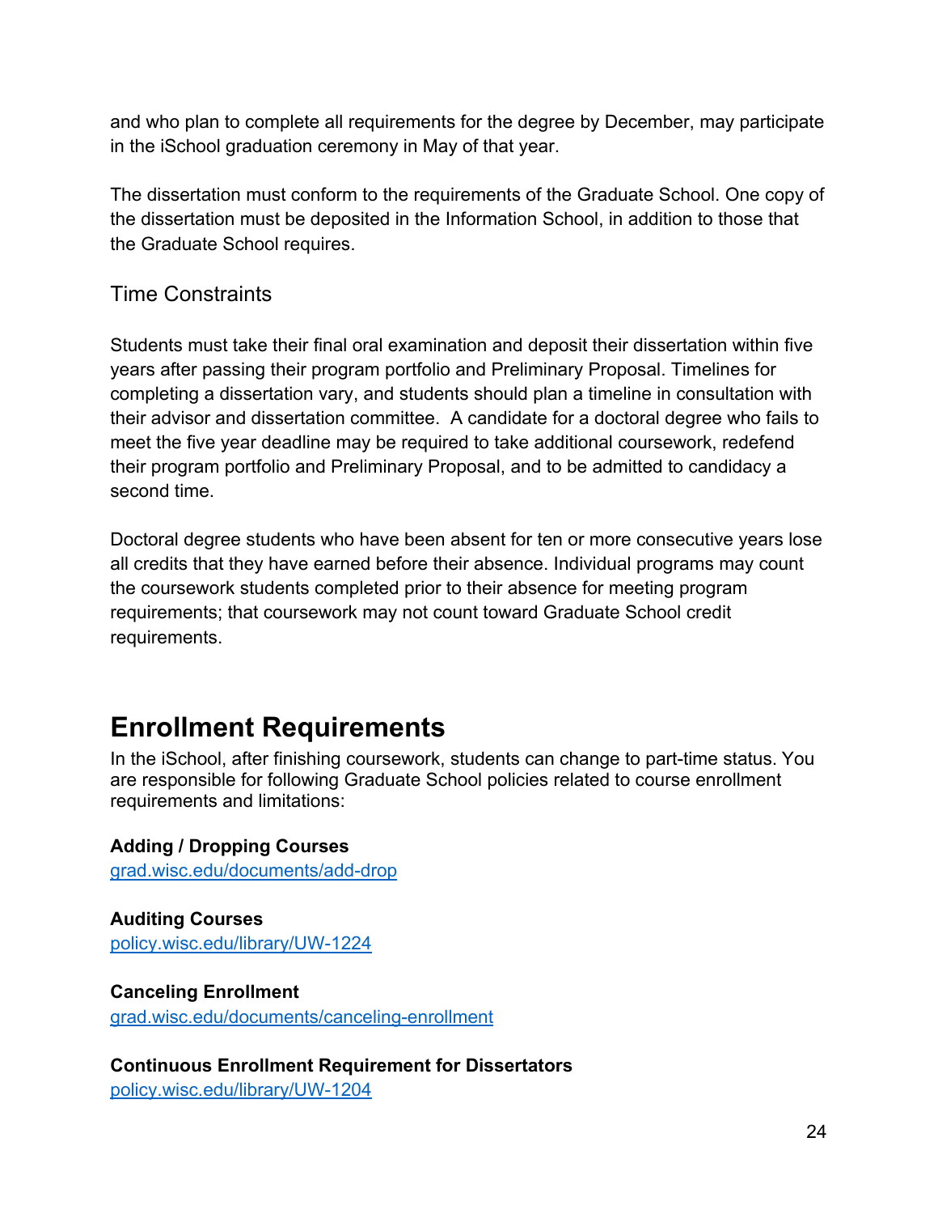and who plan to complete all requirements for the degree by December, may participate in the iSchool graduation ceremony in May of that year.

The dissertation must conform to the requirements of the Graduate School. One copy of the dissertation must be deposited in the Information School, in addition to those that the Graduate School requires.

### Time Constraints

Students must take their final oral examination and deposit their dissertation within five years after passing their program portfolio and Preliminary Proposal. Timelines for completing a dissertation vary, and students should plan a timeline in consultation with their advisor and dissertation committee. A candidate for a doctoral degree who fails to meet the five year deadline may be required to take additional coursework, redefend their program portfolio and Preliminary Proposal, and to be admitted to candidacy a second time.

Doctoral degree students who have been absent for ten or more consecutive years lose all credits that they have earned before their absence. Individual programs may count the coursework students completed prior to their absence for meeting program requirements; that coursework may not count toward Graduate School credit requirements.

## Enrollment Requirements

In the iSchool, after finishing coursework, students can change to part-time status. You are responsible for following Graduate School policies related to course enrollment requirements and limitations:

**Adding / Dropping Courses**
[grad.wisc.edu/documents/add-drop](grad.wisc.edu/documents/add-drop)

**Auditing Courses**
[policy.wisc.edu/library/UW-1224](policy.wisc.edu/library/UW-1224)

**Canceling Enrollment**
[grad.wisc.edu/documents/canceling-enrollment](grad.wisc.edu/documents/canceling-enrollment)

**Continuous Enrollment Requirement for Dissertators**
[policy.wisc.edu/library/UW-1204](policy.wisc.edu/library/UW-1204)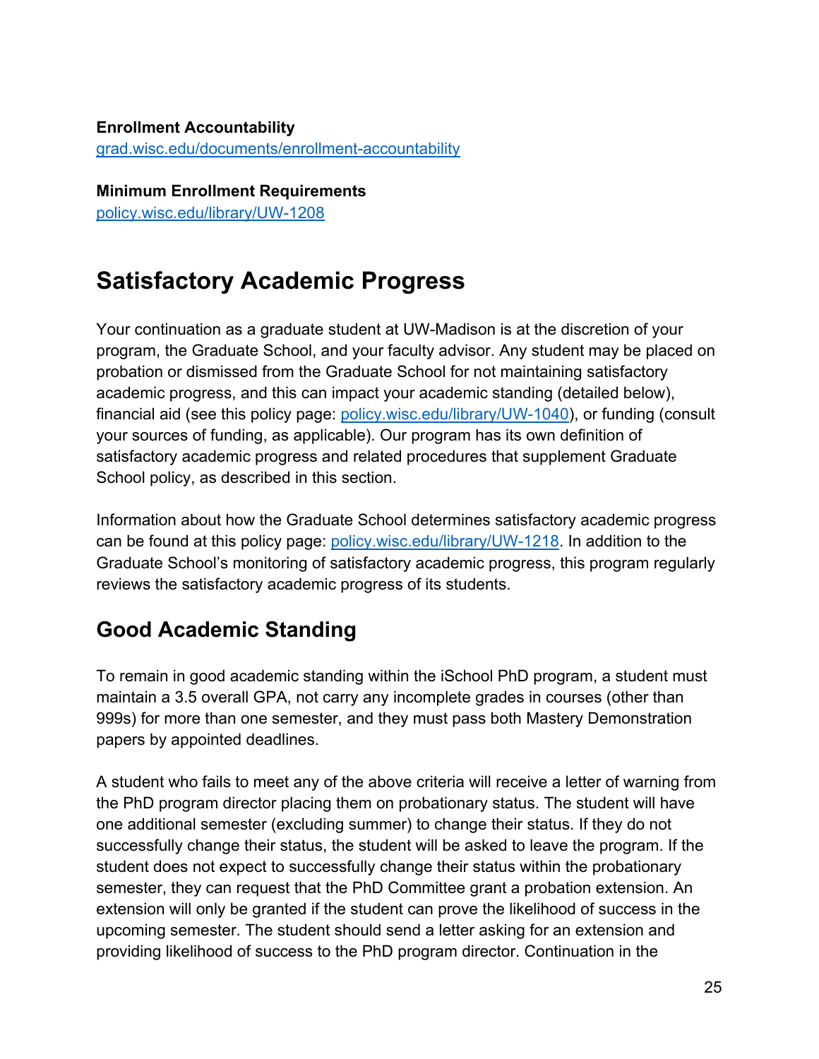**Enrollment Accountability**
[grad.wisc.edu/documents/enrollment-accountability](grad.wisc.edu/documents/enrollment-accountability)

**Minimum Enrollment Requirements**
[policy.wisc.edu/library/UW-1208](policy.wisc.edu/library/UW-1208)

# Satisfactory Academic Progress

Your continuation as a graduate student at UW-Madison is at the discretion of your program, the Graduate School, and your faculty advisor. Any student may be placed on probation or dismissed from the Graduate School for not maintaining satisfactory academic progress, and this can impact your academic standing (detailed below), financial aid (see this policy page: [policy.wisc.edu/library/UW-1040](policy.wisc.edu/library/UW-1040)), or funding (consult your sources of funding, as applicable). Our program has its own definition of satisfactory academic progress and related procedures that supplement Graduate School policy, as described in this section.

Information about how the Graduate School determines satisfactory academic progress can be found at this policy page: [policy.wisc.edu/library/UW-1218](policy.wisc.edu/library/UW-1218). In addition to the Graduate School's monitoring of satisfactory academic progress, this program regularly reviews the satisfactory academic progress of its students.

## Good Academic Standing

To remain in good academic standing within the iSchool PhD program, a student must maintain a 3.5 overall GPA, not carry any incomplete grades in courses (other than 999s) for more than one semester, and they must pass both Mastery Demonstration papers by appointed deadlines.

A student who fails to meet any of the above criteria will receive a letter of warning from the PhD program director placing them on probationary status. The student will have one additional semester (excluding summer) to change their status. If they do not successfully change their status, the student will be asked to leave the program. If the student does not expect to successfully change their status within the probationary semester, they can request that the PhD Committee grant a probation extension. An extension will only be granted if the student can prove the likelihood of success in the upcoming semester. The student should send a letter asking for an extension and providing likelihood of success to the PhD program director. Continuation in the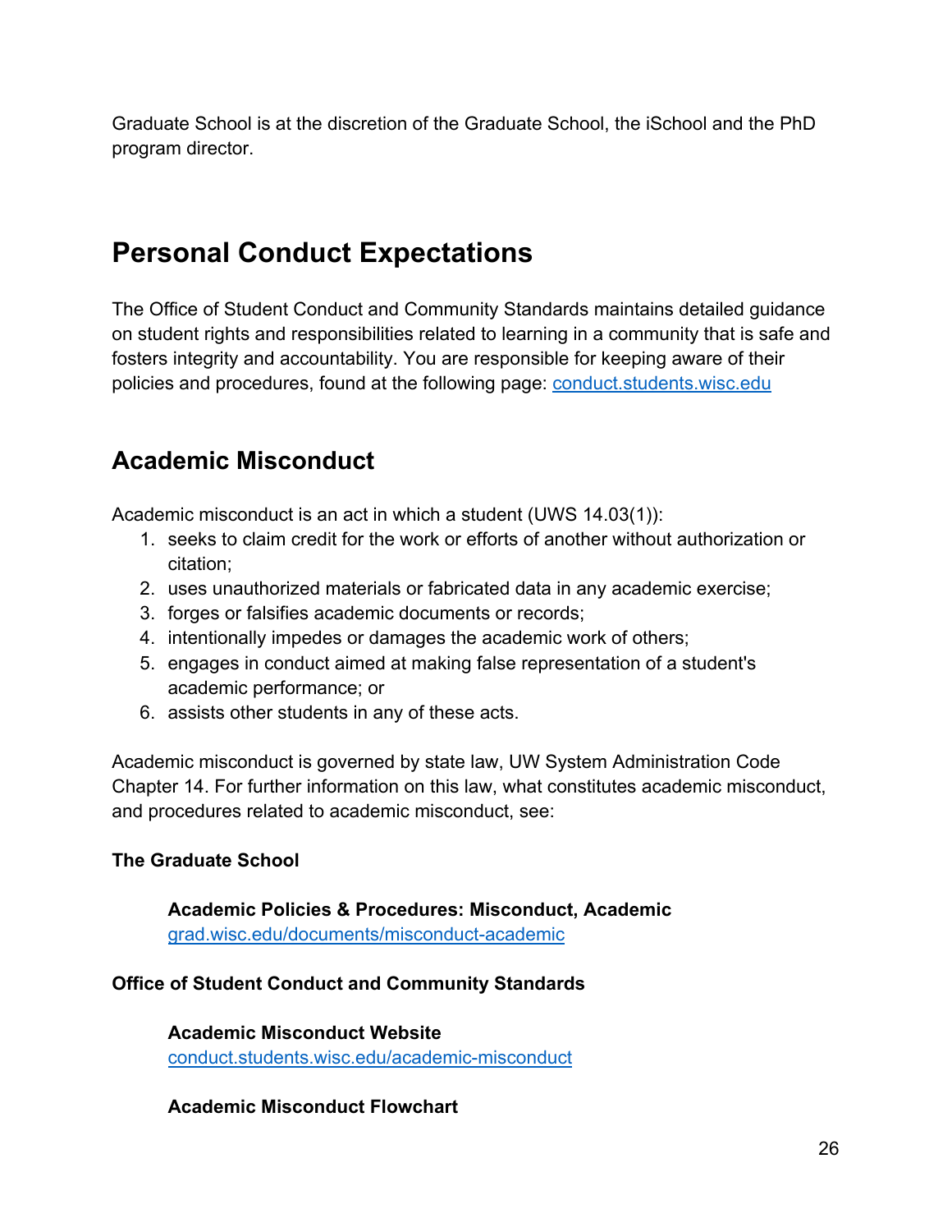Graduate School is at the discretion of the Graduate School, the iSchool and the PhD program director.

# Personal Conduct Expectations

The Office of Student Conduct and Community Standards maintains detailed guidance on student rights and responsibilities related to learning in a community that is safe and fosters integrity and accountability. You are responsible for keeping aware of their policies and procedures, found at the following page: [conduct.students.wisc.edu](https://conduct.students.wisc.edu)

## Academic Misconduct

Academic misconduct is an act in which a student (UWS 14.03(1)):

1. seeks to claim credit for the work or efforts of another without authorization or citation;
2. uses unauthorized materials or fabricated data in any academic exercise;
3. forges or falsifies academic documents or records;
4. intentionally impedes or damages the academic work of others;
5. engages in conduct aimed at making false representation of a student's academic performance; or
6. assists other students in any of these acts.

Academic misconduct is governed by state law, UW System Administration Code Chapter 14. For further information on this law, what constitutes academic misconduct, and procedures related to academic misconduct, see:

**The Graduate School**

> **Academic Policies & Procedures: Misconduct, Academic**
> [grad.wisc.edu/documents/misconduct-academic](https://grad.wisc.edu/documents/misconduct-academic)

**Office of Student Conduct and Community Standards**

> **Academic Misconduct Website**
> [conduct.students.wisc.edu/academic-misconduct](https://conduct.students.wisc.edu/academic-misconduct)
>
> **Academic Misconduct Flowchart**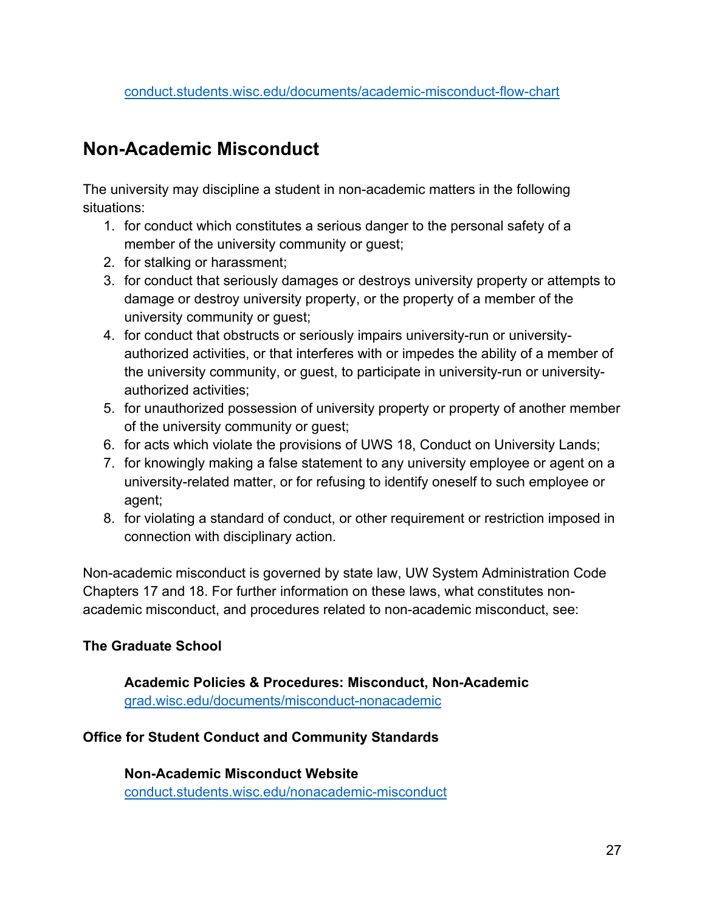[conduct.students.wisc.edu/documents/academic-misconduct-flow-chart](conduct.students.wisc.edu/documents/academic-misconduct-flow-chart)

## Non-Academic Misconduct

The university may discipline a student in non-academic matters in the following situations:

1. for conduct which constitutes a serious danger to the personal safety of a member of the university community or guest;
2. for stalking or harassment;
3. for conduct that seriously damages or destroys university property or attempts to damage or destroy university property, or the property of a member of the university community or guest;
4. for conduct that obstructs or seriously impairs university-run or university-authorized activities, or that interferes with or impedes the ability of a member of the university community, or guest, to participate in university-run or university-authorized activities;
5. for unauthorized possession of university property or property of another member of the university community or guest;
6. for acts which violate the provisions of UWS 18, Conduct on University Lands;
7. for knowingly making a false statement to any university employee or agent on a university-related matter, or for refusing to identify oneself to such employee or agent;
8. for violating a standard of conduct, or other requirement or restriction imposed in connection with disciplinary action.

Non-academic misconduct is governed by state law, UW System Administration Code Chapters 17 and 18. For further information on these laws, what constitutes non-academic misconduct, and procedures related to non-academic misconduct, see:

**The Graduate School**

**Academic Policies & Procedures: Misconduct, Non-Academic**
[grad.wisc.edu/documents/misconduct-nonacademic](grad.wisc.edu/documents/misconduct-nonacademic)

**Office for Student Conduct and Community Standards**

**Non-Academic Misconduct Website**
[conduct.students.wisc.edu/nonacademic-misconduct](conduct.students.wisc.edu/nonacademic-misconduct)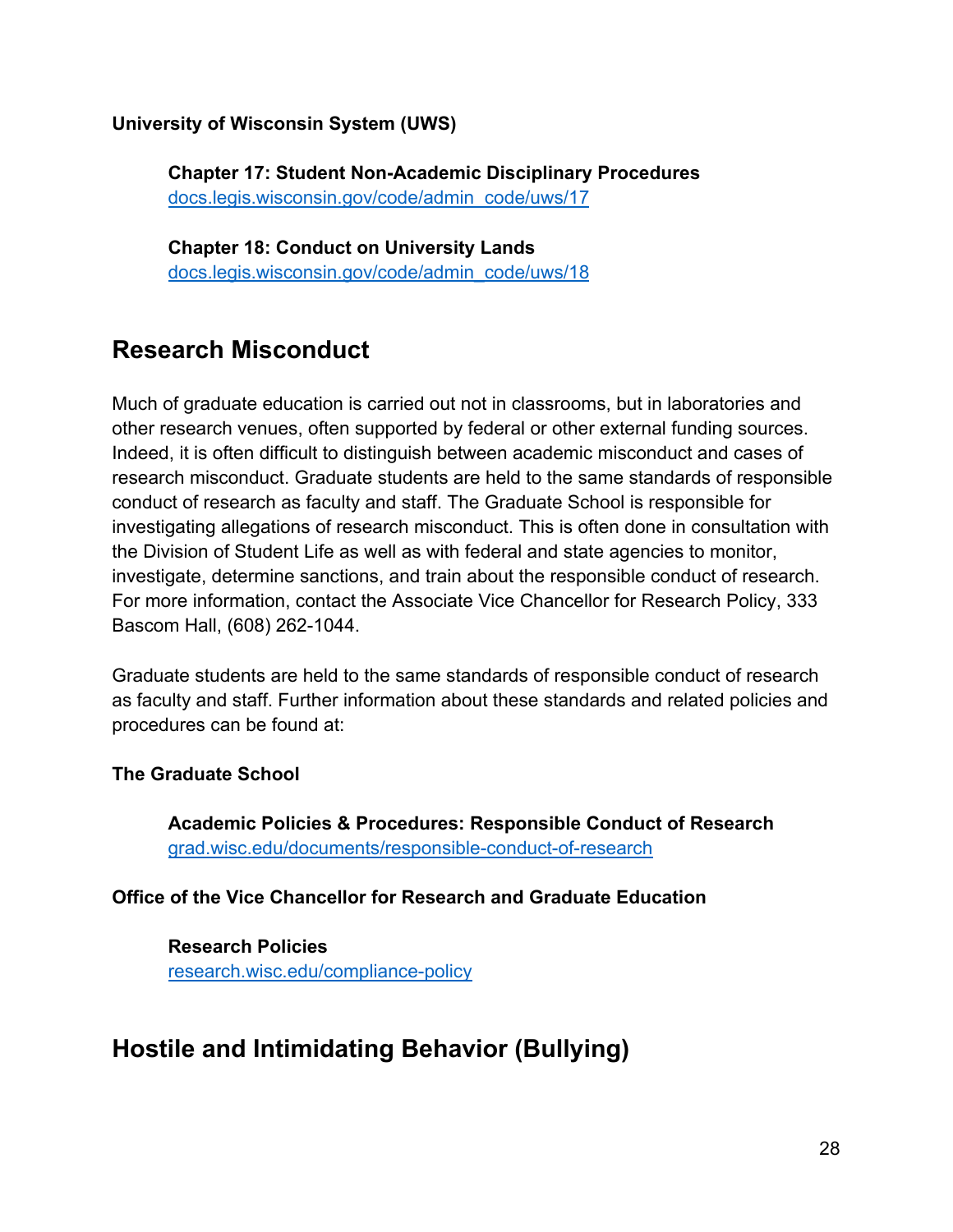**University of Wisconsin System (UWS)**

> **Chapter 17: Student Non-Academic Disciplinary Procedures**
> [docs.legis.wisconsin.gov/code/admin_code/uws/17](https://docs.legis.wisconsin.gov/code/admin_code/uws/17)
>
> **Chapter 18: Conduct on University Lands**
> [docs.legis.wisconsin.gov/code/admin_code/uws/18](https://docs.legis.wisconsin.gov/code/admin_code/uws/18)

## Research Misconduct

Much of graduate education is carried out not in classrooms, but in laboratories and other research venues, often supported by federal or other external funding sources. Indeed, it is often difficult to distinguish between academic misconduct and cases of research misconduct. Graduate students are held to the same standards of responsible conduct of research as faculty and staff. The Graduate School is responsible for investigating allegations of research misconduct. This is often done in consultation with the Division of Student Life as well as with federal and state agencies to monitor, investigate, determine sanctions, and train about the responsible conduct of research. For more information, contact the Associate Vice Chancellor for Research Policy, 333 Bascom Hall, (608) 262-1044.

Graduate students are held to the same standards of responsible conduct of research as faculty and staff. Further information about these standards and related policies and procedures can be found at:

**The Graduate School**

> **Academic Policies & Procedures: Responsible Conduct of Research**
> [grad.wisc.edu/documents/responsible-conduct-of-research](https://grad.wisc.edu/documents/responsible-conduct-of-research)

**Office of the Vice Chancellor for Research and Graduate Education**

> **Research Policies**
> [research.wisc.edu/compliance-policy](https://research.wisc.edu/compliance-policy)

## Hostile and Intimidating Behavior (Bullying)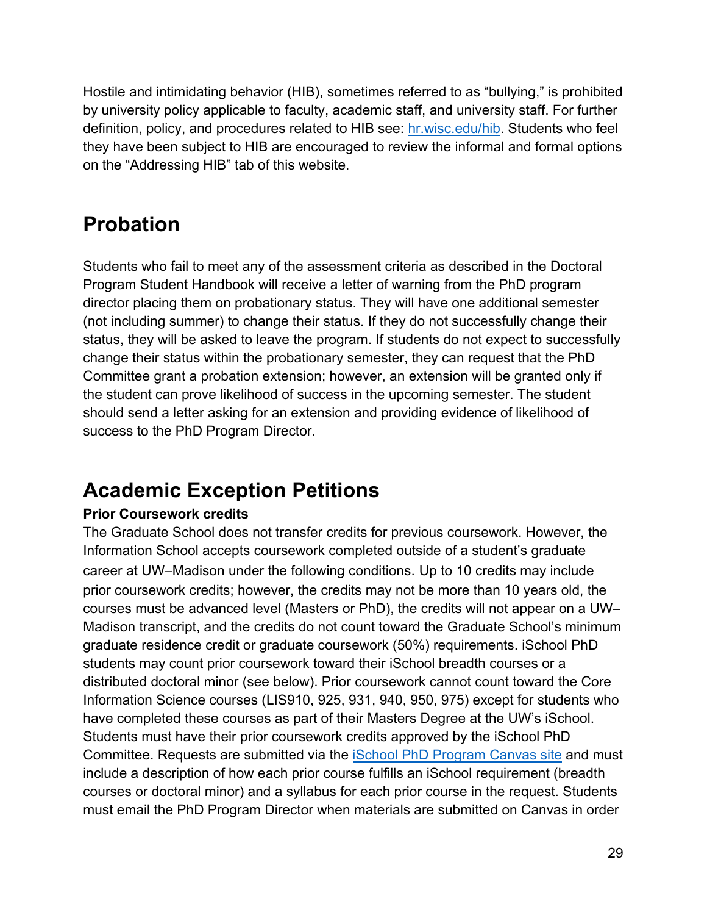Hostile and intimidating behavior (HIB), sometimes referred to as "bullying," is prohibited by university policy applicable to faculty, academic staff, and university staff. For further definition, policy, and procedures related to HIB see: [hr.wisc.edu/hib](hr.wisc.edu/hib). Students who feel they have been subject to HIB are encouraged to review the informal and formal options on the "Addressing HIB" tab of this website.

## Probation

Students who fail to meet any of the assessment criteria as described in the Doctoral Program Student Handbook will receive a letter of warning from the PhD program director placing them on probationary status. They will have one additional semester (not including summer) to change their status. If they do not successfully change their status, they will be asked to leave the program. If students do not expect to successfully change their status within the probationary semester, they can request that the PhD Committee grant a probation extension; however, an extension will be granted only if the student can prove likelihood of success in the upcoming semester. The student should send a letter asking for an extension and providing evidence of likelihood of success to the PhD Program Director.

## Academic Exception Petitions

**Prior Coursework credits**

The Graduate School does not transfer credits for previous coursework. However, the Information School accepts coursework completed outside of a student's graduate career at UW–Madison under the following conditions. Up to 10 credits may include prior coursework credits; however, the credits may not be more than 10 years old, the courses must be advanced level (Masters or PhD), the credits will not appear on a UW–Madison transcript, and the credits do not count toward the Graduate School's minimum graduate residence credit or graduate coursework (50%) requirements. iSchool PhD students may count prior coursework toward their iSchool breadth courses or a distributed doctoral minor (see below). Prior coursework cannot count toward the Core Information Science courses (LIS910, 925, 931, 940, 950, 975) except for students who have completed these courses as part of their Masters Degree at the UW's iSchool. Students must have their prior coursework credits approved by the iSchool PhD Committee. Requests are submitted via the iSchool PhD Program Canvas site and must include a description of how each prior course fulfills an iSchool requirement (breadth courses or doctoral minor) and a syllabus for each prior course in the request. Students must email the PhD Program Director when materials are submitted on Canvas in order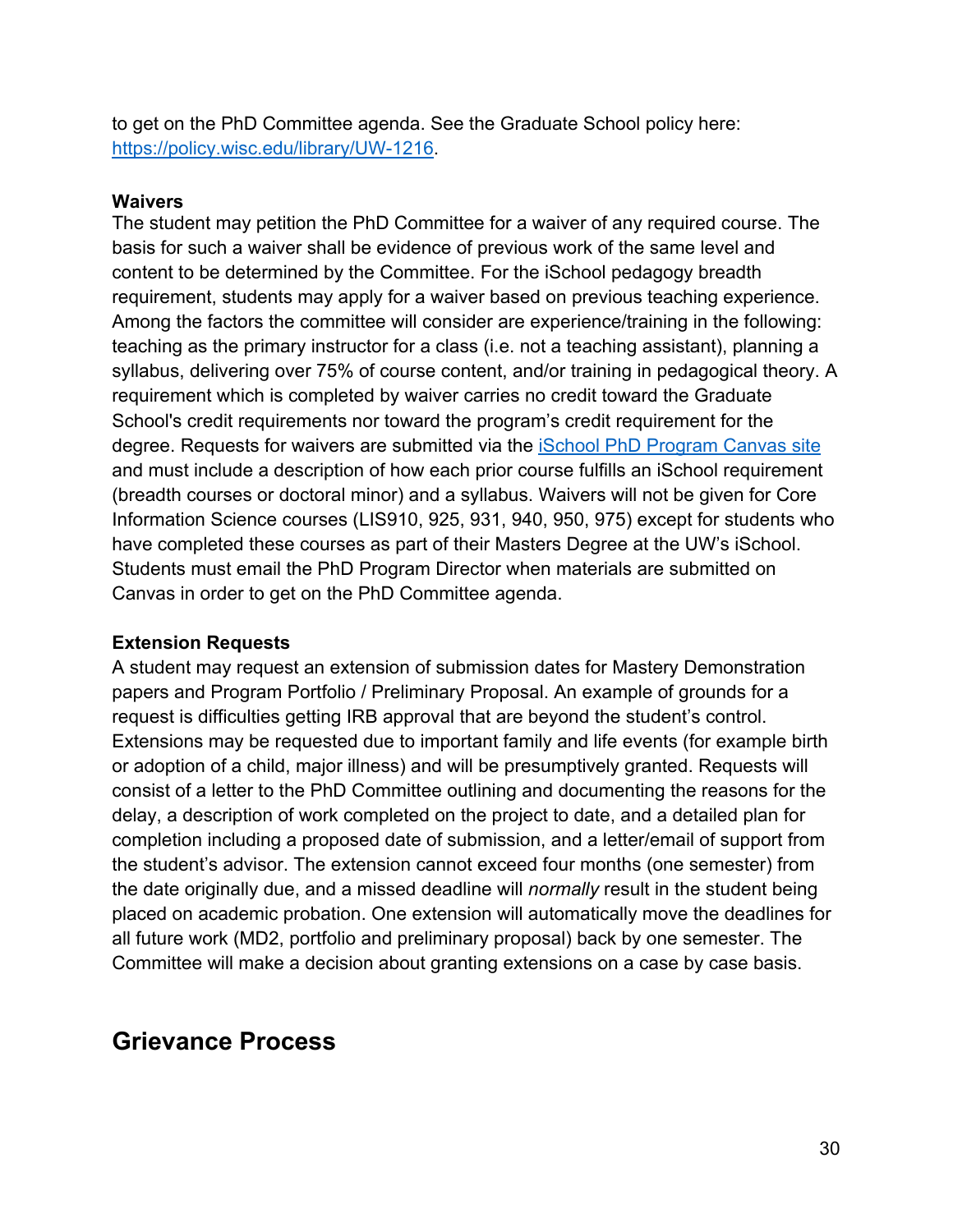to get on the PhD Committee agenda. See the Graduate School policy here: [https://policy.wisc.edu/library/UW-1216](https://policy.wisc.edu/library/UW-1216).

**Waivers**

The student may petition the PhD Committee for a waiver of any required course. The basis for such a waiver shall be evidence of previous work of the same level and content to be determined by the Committee. For the iSchool pedagogy breadth requirement, students may apply for a waiver based on previous teaching experience. Among the factors the committee will consider are experience/training in the following: teaching as the primary instructor for a class (i.e. not a teaching assistant), planning a syllabus, delivering over 75% of course content, and/or training in pedagogical theory. A requirement which is completed by waiver carries no credit toward the Graduate School's credit requirements nor toward the program's credit requirement for the degree. Requests for waivers are submitted via the [iSchool PhD Program Canvas site](#) and must include a description of how each prior course fulfills an iSchool requirement (breadth courses or doctoral minor) and a syllabus. Waivers will not be given for Core Information Science courses (LIS910, 925, 931, 940, 950, 975) except for students who have completed these courses as part of their Masters Degree at the UW's iSchool. Students must email the PhD Program Director when materials are submitted on Canvas in order to get on the PhD Committee agenda.

**Extension Requests**

A student may request an extension of submission dates for Mastery Demonstration papers and Program Portfolio / Preliminary Proposal. An example of grounds for a request is difficulties getting IRB approval that are beyond the student's control. Extensions may be requested due to important family and life events (for example birth or adoption of a child, major illness) and will be presumptively granted. Requests will consist of a letter to the PhD Committee outlining and documenting the reasons for the delay, a description of work completed on the project to date, and a detailed plan for completion including a proposed date of submission, and a letter/email of support from the student's advisor. The extension cannot exceed four months (one semester) from the date originally due, and a missed deadline will *normally* result in the student being placed on academic probation. One extension will automatically move the deadlines for all future work (MD2, portfolio and preliminary proposal) back by one semester. The Committee will make a decision about granting extensions on a case by case basis.

## Grievance Process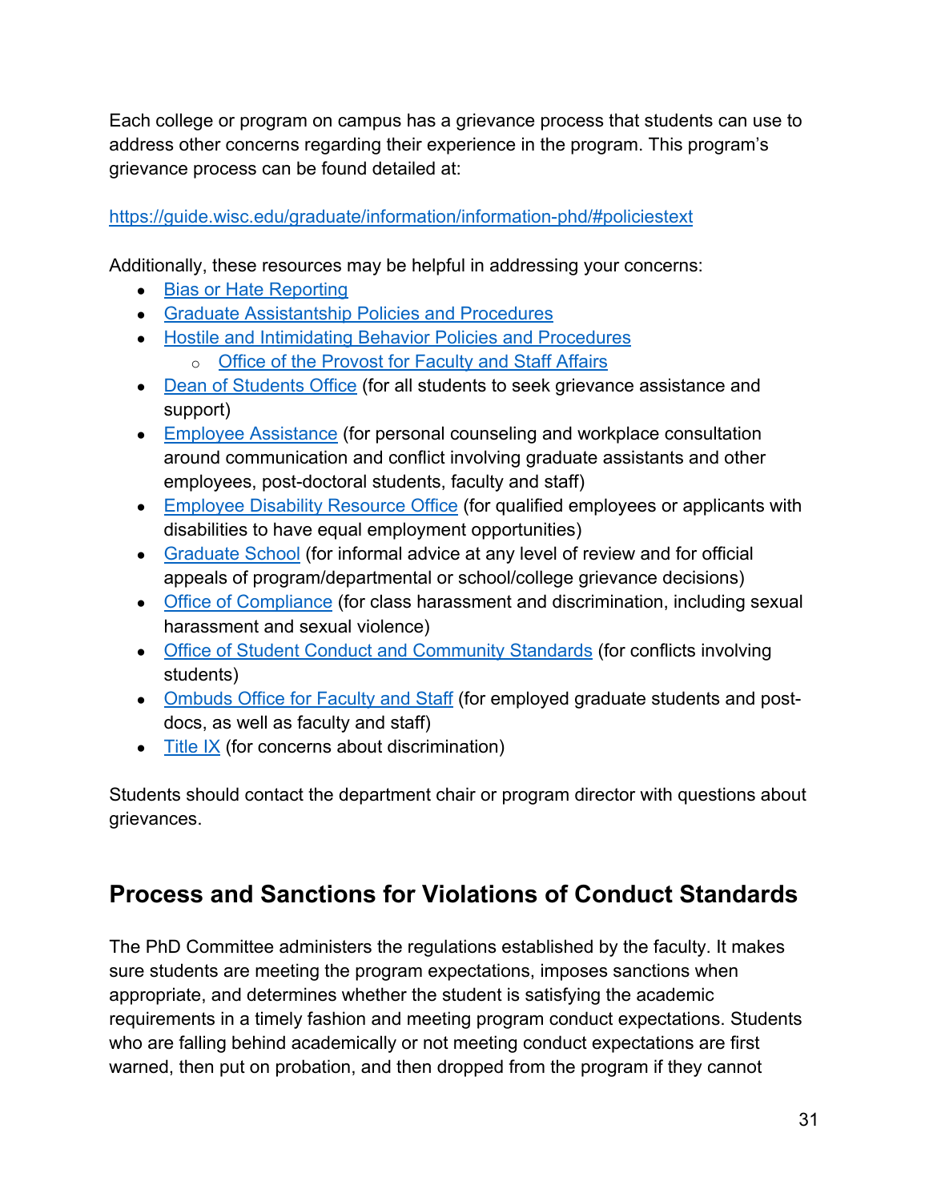Each college or program on campus has a grievance process that students can use to address other concerns regarding their experience in the program. This program's grievance process can be found detailed at:

https://guide.wisc.edu/graduate/information/information-phd/#policiestext

Additionally, these resources may be helpful in addressing your concerns:

- Bias or Hate Reporting
- Graduate Assistantship Policies and Procedures
- Hostile and Intimidating Behavior Policies and Procedures
  - Office of the Provost for Faculty and Staff Affairs
- Dean of Students Office (for all students to seek grievance assistance and support)
- Employee Assistance (for personal counseling and workplace consultation around communication and conflict involving graduate assistants and other employees, post-doctoral students, faculty and staff)
- Employee Disability Resource Office (for qualified employees or applicants with disabilities to have equal employment opportunities)
- Graduate School (for informal advice at any level of review and for official appeals of program/departmental or school/college grievance decisions)
- Office of Compliance (for class harassment and discrimination, including sexual harassment and sexual violence)
- Office of Student Conduct and Community Standards (for conflicts involving students)
- Ombuds Office for Faculty and Staff (for employed graduate students and post-docs, as well as faculty and staff)
- Title IX (for concerns about discrimination)

Students should contact the department chair or program director with questions about grievances.

## Process and Sanctions for Violations of Conduct Standards

The PhD Committee administers the regulations established by the faculty. It makes sure students are meeting the program expectations, imposes sanctions when appropriate, and determines whether the student is satisfying the academic requirements in a timely fashion and meeting program conduct expectations. Students who are falling behind academically or not meeting conduct expectations are first warned, then put on probation, and then dropped from the program if they cannot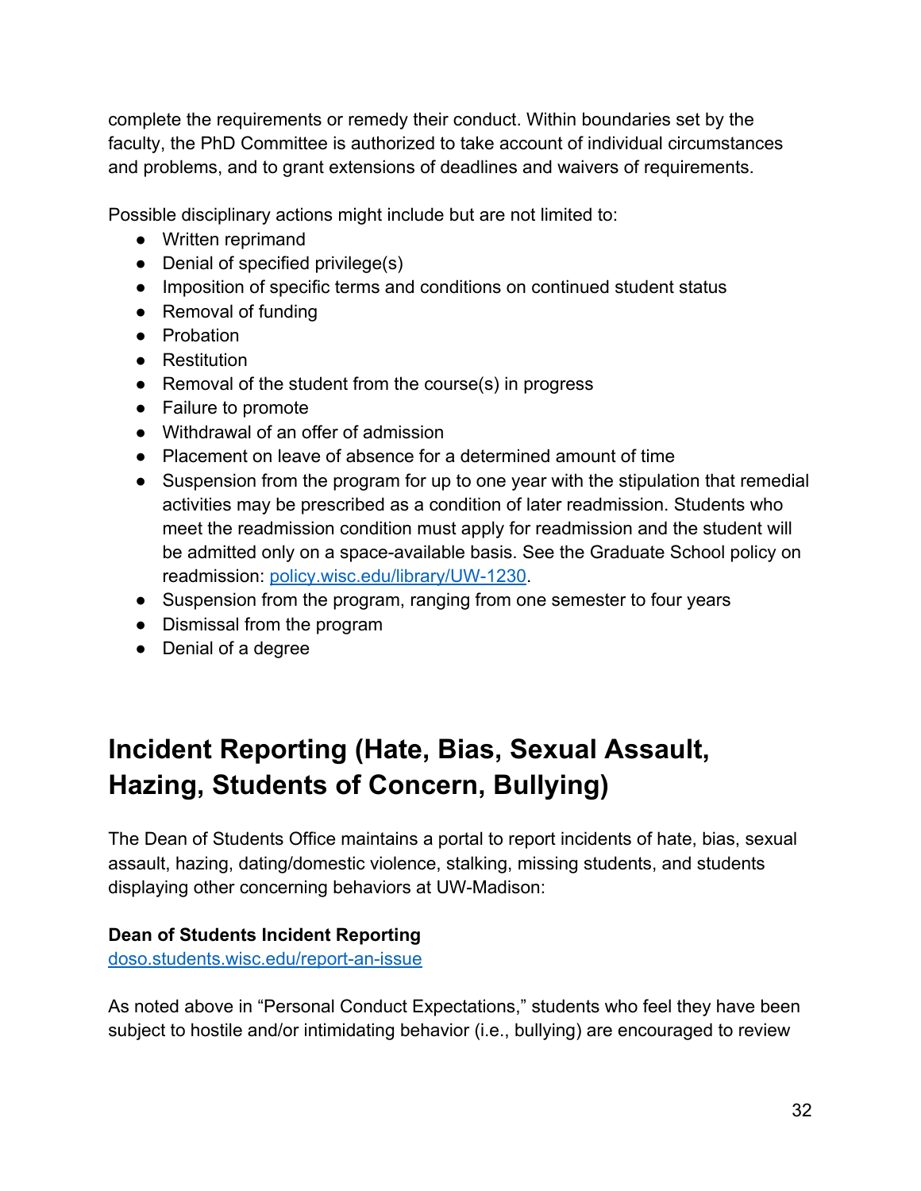complete the requirements or remedy their conduct. Within boundaries set by the faculty, the PhD Committee is authorized to take account of individual circumstances and problems, and to grant extensions of deadlines and waivers of requirements.

Possible disciplinary actions might include but are not limited to:

- Written reprimand
- Denial of specified privilege(s)
- Imposition of specific terms and conditions on continued student status
- Removal of funding
- Probation
- Restitution
- Removal of the student from the course(s) in progress
- Failure to promote
- Withdrawal of an offer of admission
- Placement on leave of absence for a determined amount of time
- Suspension from the program for up to one year with the stipulation that remedial activities may be prescribed as a condition of later readmission. Students who meet the readmission condition must apply for readmission and the student will be admitted only on a space-available basis. See the Graduate School policy on readmission: [policy.wisc.edu/library/UW-1230](policy.wisc.edu/library/UW-1230).
- Suspension from the program, ranging from one semester to four years
- Dismissal from the program
- Denial of a degree

# Incident Reporting (Hate, Bias, Sexual Assault, Hazing, Students of Concern, Bullying)

The Dean of Students Office maintains a portal to report incidents of hate, bias, sexual assault, hazing, dating/domestic violence, stalking, missing students, and students displaying other concerning behaviors at UW-Madison:

**Dean of Students Incident Reporting**
[doso.students.wisc.edu/report-an-issue](doso.students.wisc.edu/report-an-issue)

As noted above in "Personal Conduct Expectations," students who feel they have been subject to hostile and/or intimidating behavior (i.e., bullying) are encouraged to review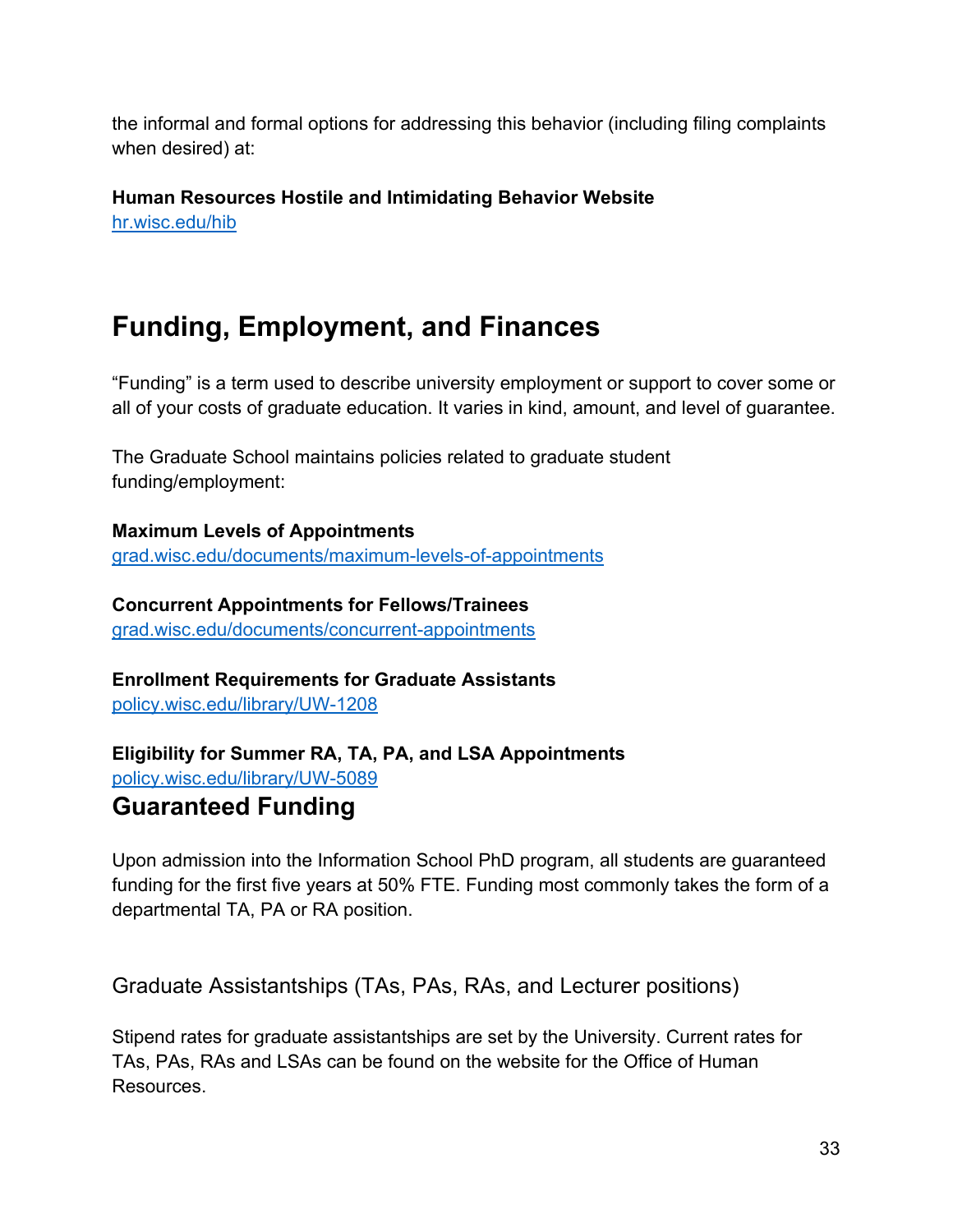the informal and formal options for addressing this behavior (including filing complaints when desired) at:

**Human Resources Hostile and Intimidating Behavior Website**
hr.wisc.edu/hib

# Funding, Employment, and Finances

“Funding” is a term used to describe university employment or support to cover some or all of your costs of graduate education. It varies in kind, amount, and level of guarantee.

The Graduate School maintains policies related to graduate student funding/employment:

**Maximum Levels of Appointments**
grad.wisc.edu/documents/maximum-levels-of-appointments

**Concurrent Appointments for Fellows/Trainees**
grad.wisc.edu/documents/concurrent-appointments

**Enrollment Requirements for Graduate Assistants**
policy.wisc.edu/library/UW-1208

**Eligibility for Summer RA, TA, PA, and LSA Appointments**
policy.wisc.edu/library/UW-5089

## Guaranteed Funding

Upon admission into the Information School PhD program, all students are guaranteed funding for the first five years at 50% FTE. Funding most commonly takes the form of a departmental TA, PA or RA position.

### Graduate Assistantships (TAs, PAs, RAs, and Lecturer positions)

Stipend rates for graduate assistantships are set by the University. Current rates for TAs, PAs, RAs and LSAs can be found on the website for the Office of Human Resources.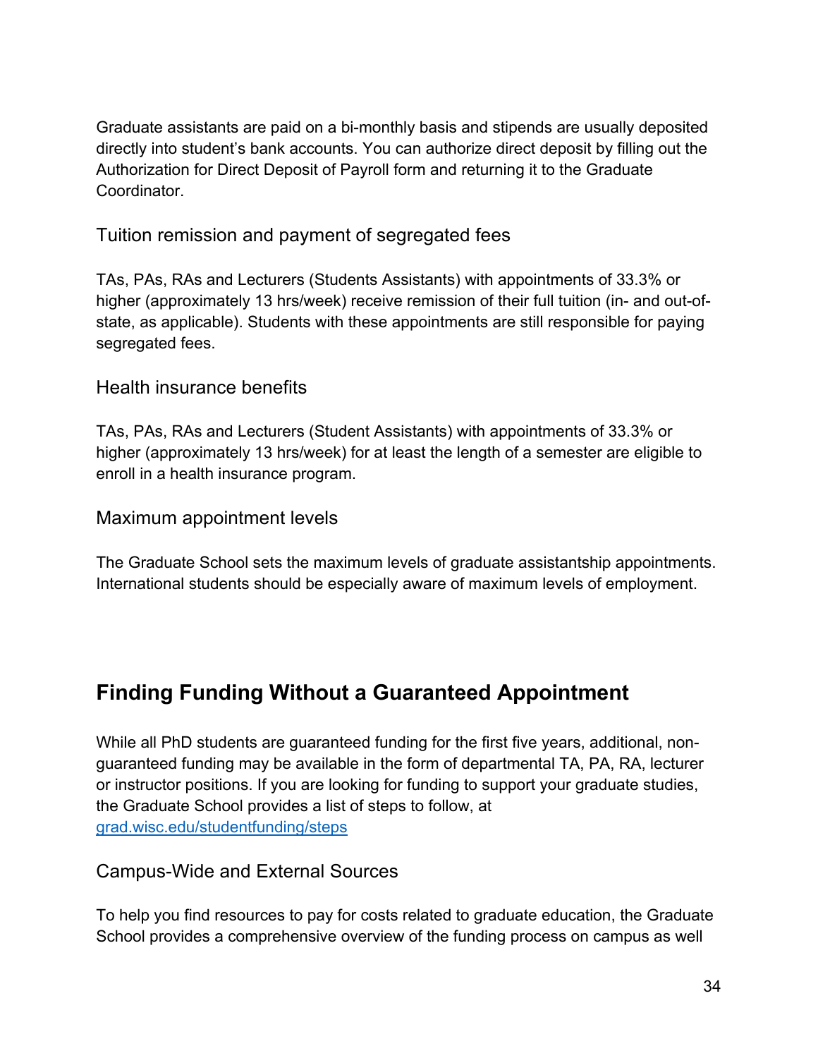Graduate assistants are paid on a bi-monthly basis and stipends are usually deposited directly into student's bank accounts. You can authorize direct deposit by filling out the Authorization for Direct Deposit of Payroll form and returning it to the Graduate Coordinator.

### Tuition remission and payment of segregated fees

TAs, PAs, RAs and Lecturers (Students Assistants) with appointments of 33.3% or higher (approximately 13 hrs/week) receive remission of their full tuition (in- and out-of-state, as applicable). Students with these appointments are still responsible for paying segregated fees.

### Health insurance benefits

TAs, PAs, RAs and Lecturers (Student Assistants) with appointments of 33.3% or higher (approximately 13 hrs/week) for at least the length of a semester are eligible to enroll in a health insurance program.

### Maximum appointment levels

The Graduate School sets the maximum levels of graduate assistantship appointments. International students should be especially aware of maximum levels of employment.

## Finding Funding Without a Guaranteed Appointment

While all PhD students are guaranteed funding for the first five years, additional, non-guaranteed funding may be available in the form of departmental TA, PA, RA, lecturer or instructor positions. If you are looking for funding to support your graduate studies, the Graduate School provides a list of steps to follow, at [grad.wisc.edu/studentfunding/steps](grad.wisc.edu/studentfunding/steps)

### Campus-Wide and External Sources

To help you find resources to pay for costs related to graduate education, the Graduate School provides a comprehensive overview of the funding process on campus as well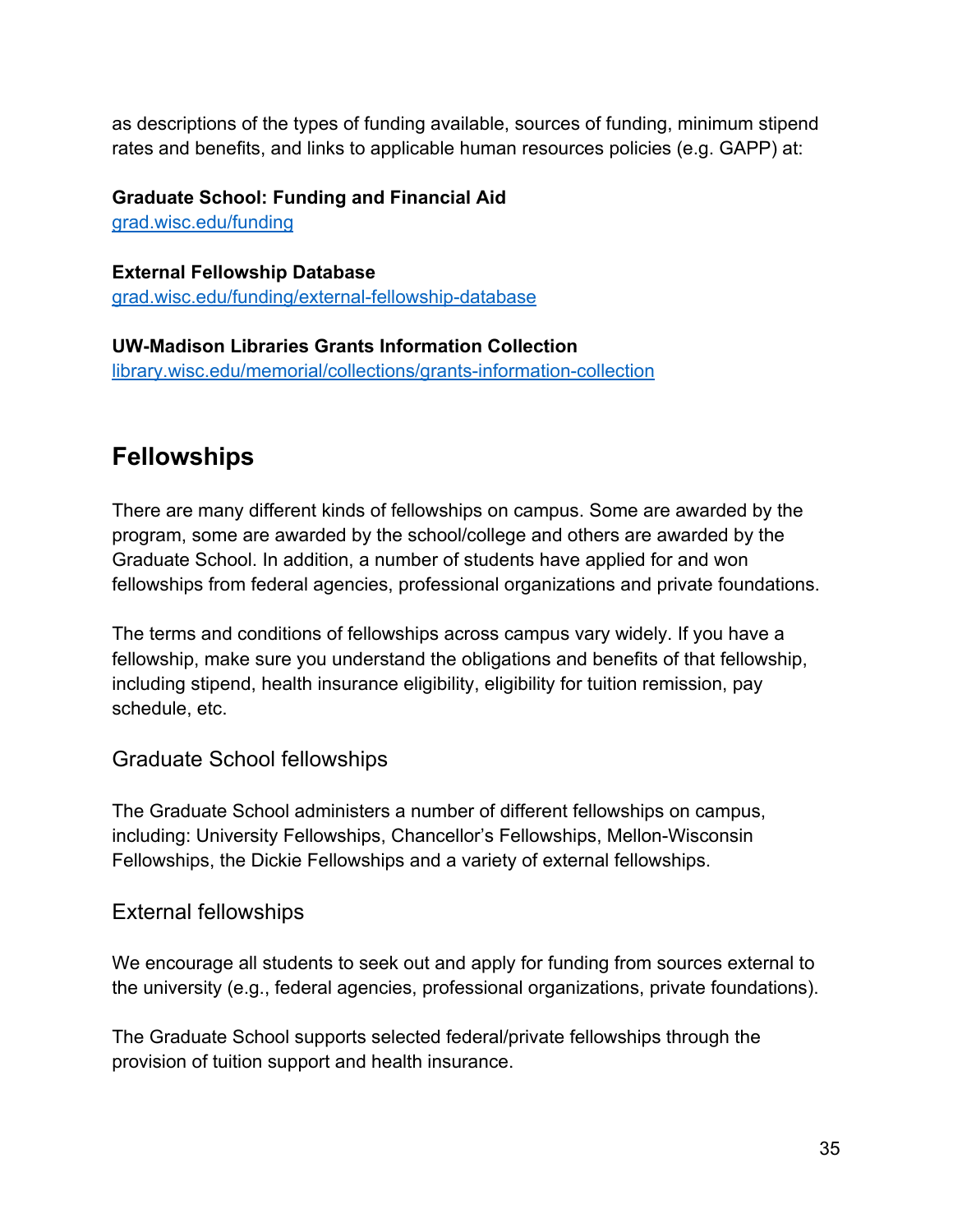as descriptions of the types of funding available, sources of funding, minimum stipend rates and benefits, and links to applicable human resources policies (e.g. GAPP) at:

**Graduate School: Funding and Financial Aid**
[grad.wisc.edu/funding](grad.wisc.edu/funding)

**External Fellowship Database**
[grad.wisc.edu/funding/external-fellowship-database](grad.wisc.edu/funding/external-fellowship-database)

**UW-Madison Libraries Grants Information Collection**
[library.wisc.edu/memorial/collections/grants-information-collection](library.wisc.edu/memorial/collections/grants-information-collection)

## Fellowships

There are many different kinds of fellowships on campus. Some are awarded by the program, some are awarded by the school/college and others are awarded by the Graduate School. In addition, a number of students have applied for and won fellowships from federal agencies, professional organizations and private foundations.

The terms and conditions of fellowships across campus vary widely. If you have a fellowship, make sure you understand the obligations and benefits of that fellowship, including stipend, health insurance eligibility, eligibility for tuition remission, pay schedule, etc.

### Graduate School fellowships

The Graduate School administers a number of different fellowships on campus, including: University Fellowships, Chancellor's Fellowships, Mellon-Wisconsin Fellowships, the Dickie Fellowships and a variety of external fellowships.

### External fellowships

We encourage all students to seek out and apply for funding from sources external to the university (e.g., federal agencies, professional organizations, private foundations).

The Graduate School supports selected federal/private fellowships through the provision of tuition support and health insurance.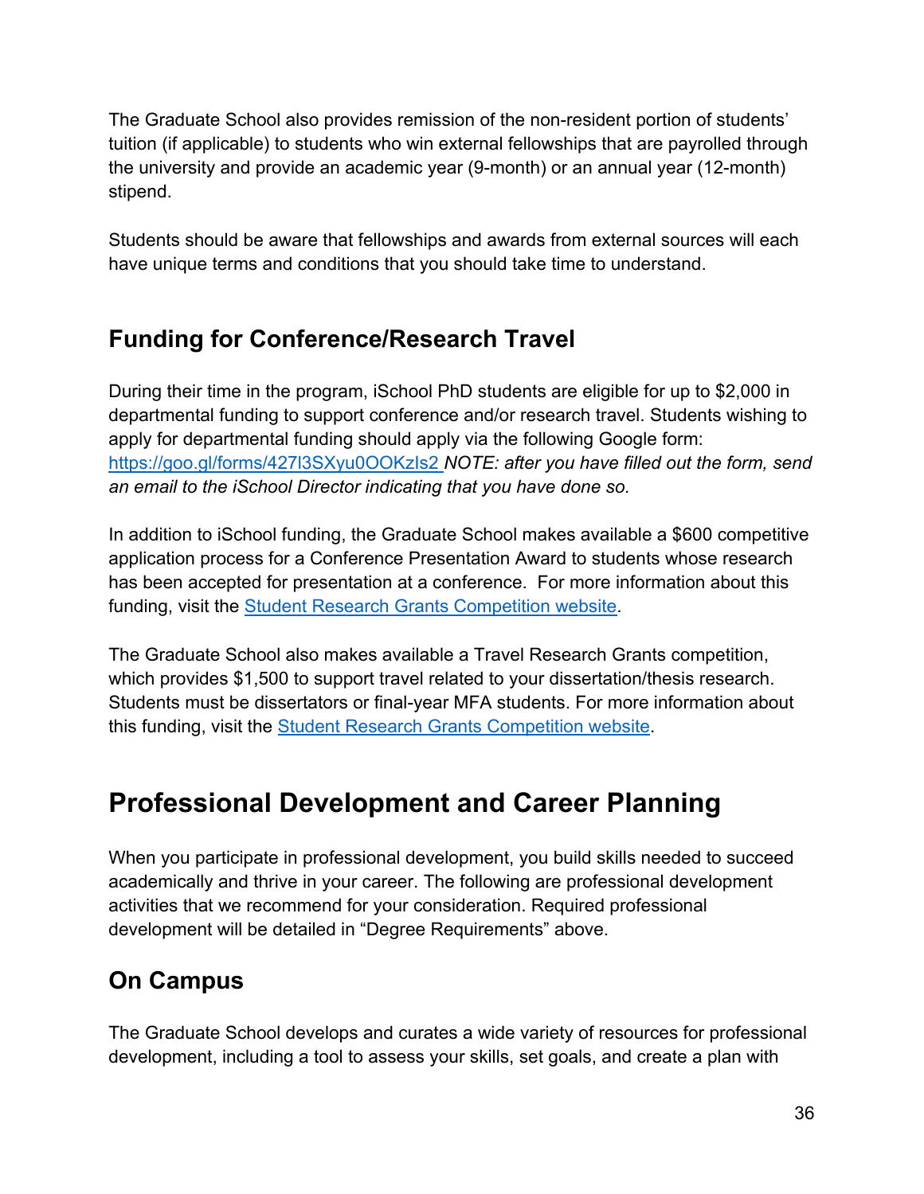The Graduate School also provides remission of the non-resident portion of students' tuition (if applicable) to students who win external fellowships that are payrolled through the university and provide an academic year (9-month) or an annual year (12-month) stipend.

Students should be aware that fellowships and awards from external sources will each have unique terms and conditions that you should take time to understand.

## Funding for Conference/Research Travel

During their time in the program, iSchool PhD students are eligible for up to $2,000 in departmental funding to support conference and/or research travel. Students wishing to apply for departmental funding should apply via the following Google form: [https://goo.gl/forms/427l3SXyu0OOKzIs2](https://goo.gl/forms/427l3SXyu0OOKzIs2) *NOTE: after you have filled out the form, send an email to the iSchool Director indicating that you have done so.*

In addition to iSchool funding, the Graduate School makes available a $600 competitive application process for a Conference Presentation Award to students whose research has been accepted for presentation at a conference. For more information about this funding, visit the Student Research Grants Competition website.

The Graduate School also makes available a Travel Research Grants competition, which provides $1,500 to support travel related to your dissertation/thesis research. Students must be dissertators or final-year MFA students. For more information about this funding, visit the Student Research Grants Competition website.

# Professional Development and Career Planning

When you participate in professional development, you build skills needed to succeed academically and thrive in your career. The following are professional development activities that we recommend for your consideration. Required professional development will be detailed in "Degree Requirements" above.

## On Campus

The Graduate School develops and curates a wide variety of resources for professional development, including a tool to assess your skills, set goals, and create a plan with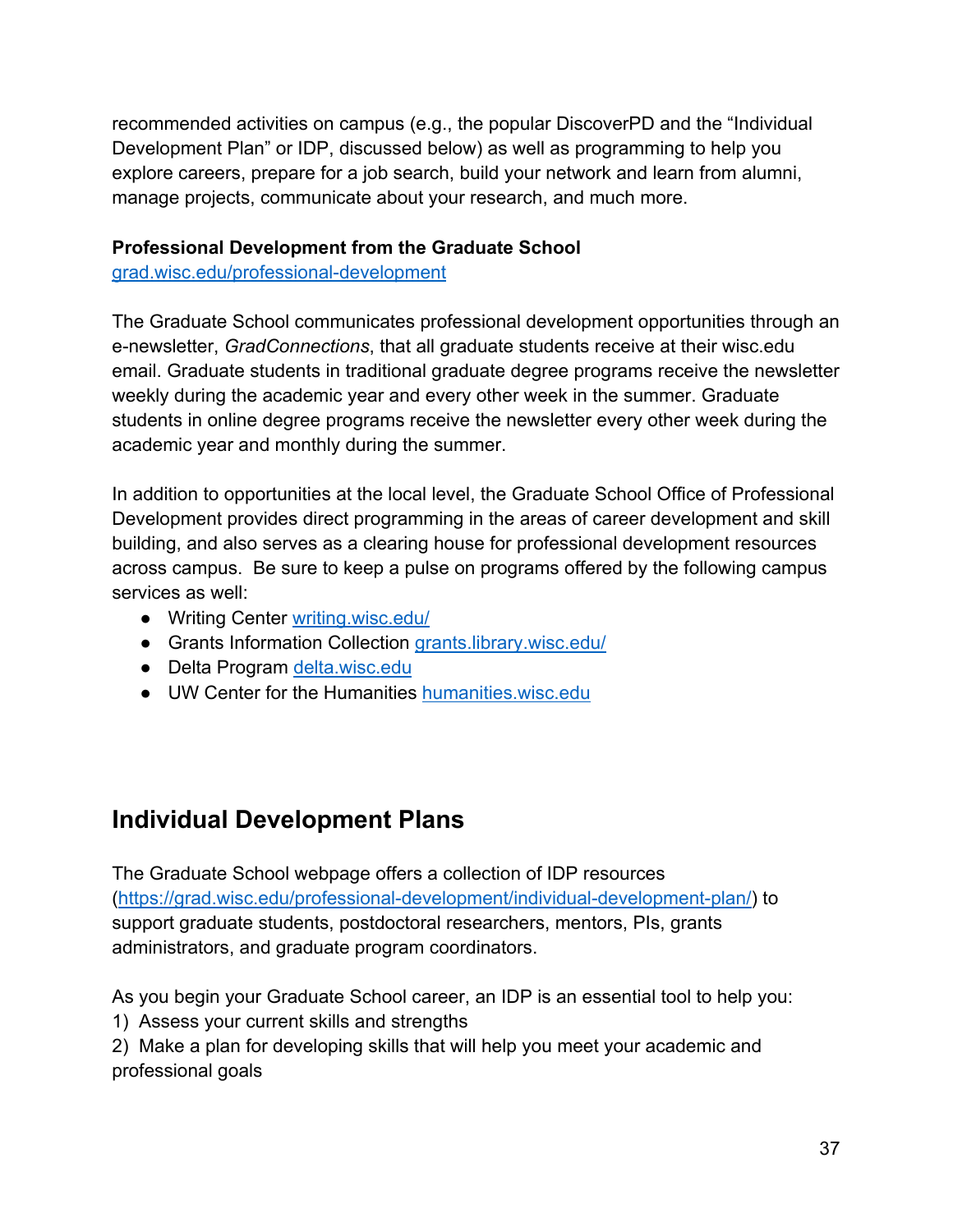recommended activities on campus (e.g., the popular DiscoverPD and the "Individual Development Plan" or IDP, discussed below) as well as programming to help you explore careers, prepare for a job search, build your network and learn from alumni, manage projects, communicate about your research, and much more.

**Professional Development from the Graduate School**
[grad.wisc.edu/professional-development](grad.wisc.edu/professional-development)

The Graduate School communicates professional development opportunities through an e-newsletter, *GradConnections*, that all graduate students receive at their wisc.edu email. Graduate students in traditional graduate degree programs receive the newsletter weekly during the academic year and every other week in the summer. Graduate students in online degree programs receive the newsletter every other week during the academic year and monthly during the summer.

In addition to opportunities at the local level, the Graduate School Office of Professional Development provides direct programming in the areas of career development and skill building, and also serves as a clearing house for professional development resources across campus. Be sure to keep a pulse on programs offered by the following campus services as well:

- Writing Center [writing.wisc.edu/](writing.wisc.edu/)
- Grants Information Collection [grants.library.wisc.edu/](grants.library.wisc.edu/)
- Delta Program [delta.wisc.edu](delta.wisc.edu)
- UW Center for the Humanities [humanities.wisc.edu](humanities.wisc.edu)

## Individual Development Plans

The Graduate School webpage offers a collection of IDP resources ([https://grad.wisc.edu/professional-development/individual-development-plan/](https://grad.wisc.edu/professional-development/individual-development-plan/)) to support graduate students, postdoctoral researchers, mentors, PIs, grants administrators, and graduate program coordinators.

As you begin your Graduate School career, an IDP is an essential tool to help you:
1) Assess your current skills and strengths
2) Make a plan for developing skills that will help you meet your academic and professional goals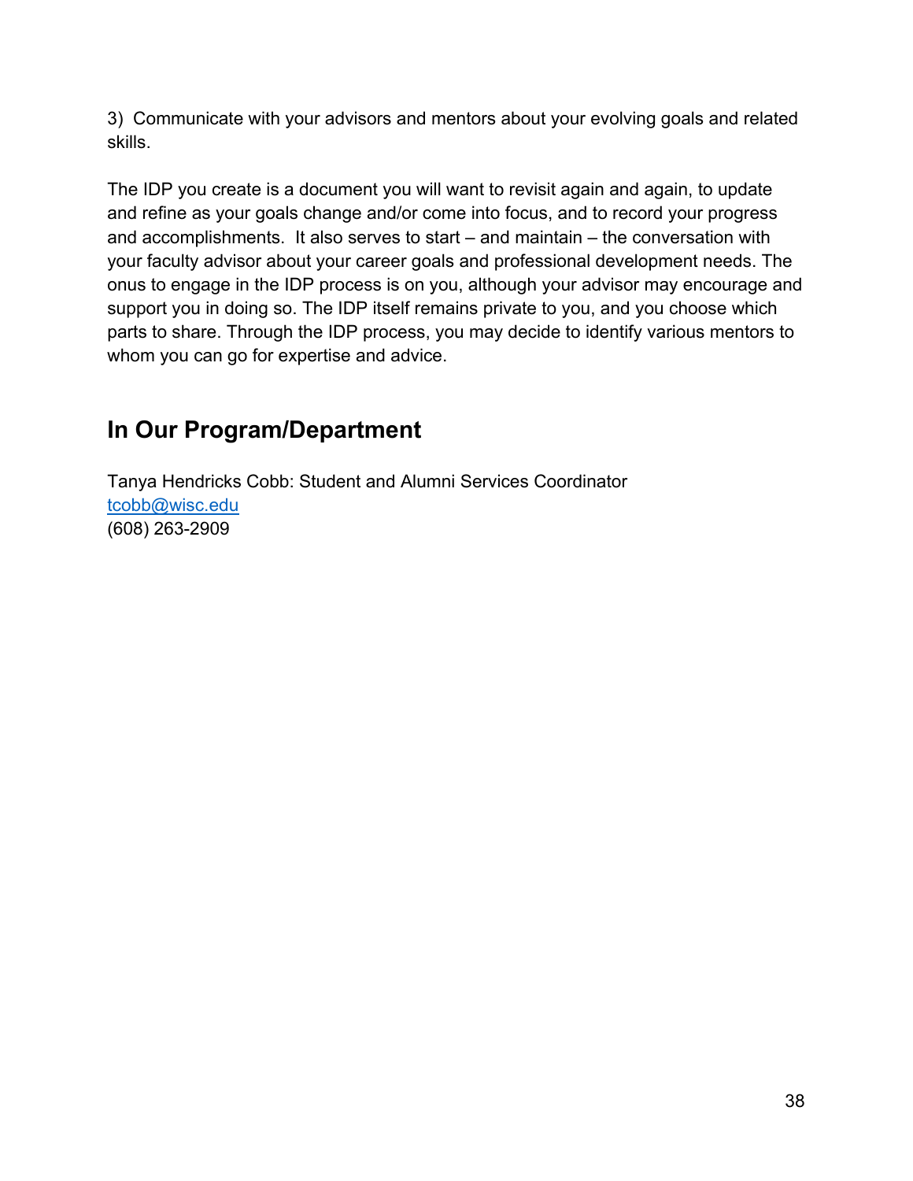3) Communicate with your advisors and mentors about your evolving goals and related skills.

The IDP you create is a document you will want to revisit again and again, to update and refine as your goals change and/or come into focus, and to record your progress and accomplishments. It also serves to start – and maintain – the conversation with your faculty advisor about your career goals and professional development needs. The onus to engage in the IDP process is on you, although your advisor may encourage and support you in doing so. The IDP itself remains private to you, and you choose which parts to share. Through the IDP process, you may decide to identify various mentors to whom you can go for expertise and advice.

## In Our Program/Department

Tanya Hendricks Cobb: Student and Alumni Services Coordinator
tcobb@wisc.edu
(608) 263-2909